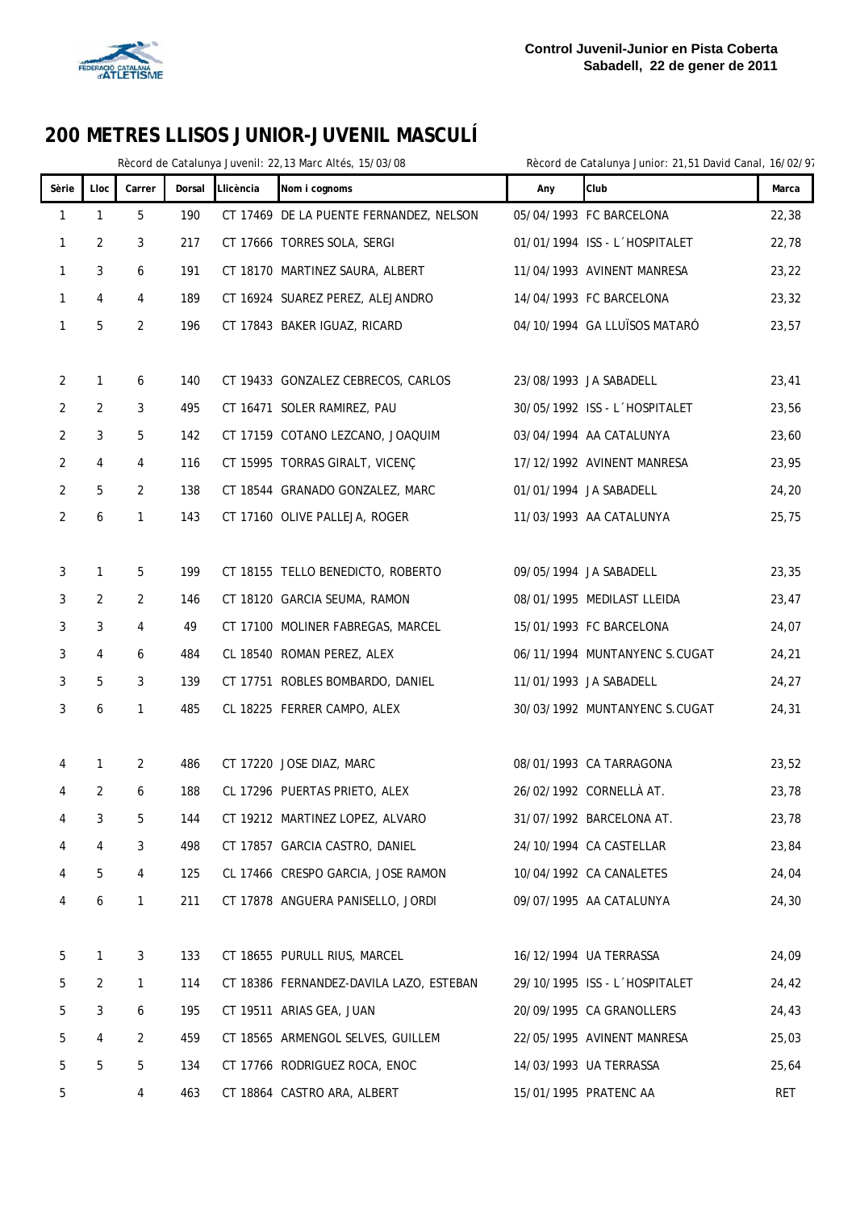Control Juvenil-Junior en Pista Coberta
Sabadell, 22 de gener de 2011

# 200 METRES LLISOS JUNIOR-JUVENIL MASCULÍ

Rècord de Catalunya Juvenil: 22,13 Marc Altés, 15/03/08 — Rècord de Catalunya Junior: 21,51 David Canal, 16/02/97

| Sèrie | Lloc | Carrer | Dorsal | Llicència | Nom i cognoms | Any | Club | Marca |
|---|---|---|---|---|---|---|---|---|
| 1 | 1 | 5 | 190 | CT 17469 | DE LA PUENTE FERNANDEZ, NELSON | 05/04/1993 | FC BARCELONA | 22,38 |
| 1 | 2 | 3 | 217 | CT 17666 | TORRES SOLA, SERGI | 01/01/1994 | ISS - L´HOSPITALET | 22,78 |
| 1 | 3 | 6 | 191 | CT 18170 | MARTINEZ SAURA, ALBERT | 11/04/1993 | AVINENT MANRESA | 23,22 |
| 1 | 4 | 4 | 189 | CT 16924 | SUAREZ PEREZ, ALEJANDRO | 14/04/1993 | FC BARCELONA | 23,32 |
| 1 | 5 | 2 | 196 | CT 17843 | BAKER IGUAZ, RICARD | 04/10/1994 | GA LLUÏSOS MATARÓ | 23,57 |
| 2 | 1 | 6 | 140 | CT 19433 | GONZALEZ CEBRECOS, CARLOS | 23/08/1993 | JA SABADELL | 23,41 |
| 2 | 2 | 3 | 495 | CT 16471 | SOLER RAMIREZ, PAU | 30/05/1992 | ISS - L´HOSPITALET | 23,56 |
| 2 | 3 | 5 | 142 | CT 17159 | COTANO LEZCANO, JOAQUIM | 03/04/1994 | AA CATALUNYA | 23,60 |
| 2 | 4 | 4 | 116 | CT 15995 | TORRAS GIRALT, VICENÇ | 17/12/1992 | AVINENT MANRESA | 23,95 |
| 2 | 5 | 2 | 138 | CT 18544 | GRANADO GONZALEZ, MARC | 01/01/1994 | JA SABADELL | 24,20 |
| 2 | 6 | 1 | 143 | CT 17160 | OLIVE PALLEJA, ROGER | 11/03/1993 | AA CATALUNYA | 25,75 |
| 3 | 1 | 5 | 199 | CT 18155 | TELLO BENEDICTO, ROBERTO | 09/05/1994 | JA SABADELL | 23,35 |
| 3 | 2 | 2 | 146 | CT 18120 | GARCIA SEUMA, RAMON | 08/01/1995 | MEDILAST LLEIDA | 23,47 |
| 3 | 3 | 4 | 49 | CT 17100 | MOLINER FABREGAS, MARCEL | 15/01/1993 | FC BARCELONA | 24,07 |
| 3 | 4 | 6 | 484 | CL 18540 | ROMAN PEREZ, ALEX | 06/11/1994 | MUNTANYENC S.CUGAT | 24,21 |
| 3 | 5 | 3 | 139 | CT 17751 | ROBLES BOMBARDO, DANIEL | 11/01/1993 | JA SABADELL | 24,27 |
| 3 | 6 | 1 | 485 | CL 18225 | FERRER CAMPO, ALEX | 30/03/1992 | MUNTANYENC S.CUGAT | 24,31 |
| 4 | 1 | 2 | 486 | CT 17220 | JOSE DIAZ, MARC | 08/01/1993 | CA TARRAGONA | 23,52 |
| 4 | 2 | 6 | 188 | CL 17296 | PUERTAS PRIETO, ALEX | 26/02/1992 | CORNELLÀ AT. | 23,78 |
| 4 | 3 | 5 | 144 | CT 19212 | MARTINEZ LOPEZ, ALVARO | 31/07/1992 | BARCELONA AT. | 23,78 |
| 4 | 4 | 3 | 498 | CT 17857 | GARCIA CASTRO, DANIEL | 24/10/1994 | CA CASTELLAR | 23,84 |
| 4 | 5 | 4 | 125 | CL 17466 | CRESPO GARCIA, JOSE RAMON | 10/04/1992 | CA CANALETES | 24,04 |
| 4 | 6 | 1 | 211 | CT 17878 | ANGUERA PANISELLO, JORDI | 09/07/1995 | AA CATALUNYA | 24,30 |
| 5 | 1 | 3 | 133 | CT 18655 | PURULL RIUS, MARCEL | 16/12/1994 | UA TERRASSA | 24,09 |
| 5 | 2 | 1 | 114 | CT 18386 | FERNANDEZ-DAVILA LAZO, ESTEBAN | 29/10/1995 | ISS - L´HOSPITALET | 24,42 |
| 5 | 3 | 6 | 195 | CT 19511 | ARIAS GEA, JUAN | 20/09/1995 | CA GRANOLLERS | 24,43 |
| 5 | 4 | 2 | 459 | CT 18565 | ARMENGOL SELVES, GUILLEM | 22/05/1995 | AVINENT MANRESA | 25,03 |
| 5 | 5 | 5 | 134 | CT 17766 | RODRIGUEZ ROCA, ENOC | 14/03/1993 | UA TERRASSA | 25,64 |
| 5 | | 4 | 463 | CT 18864 | CASTRO ARA, ALBERT | 15/01/1995 | PRATENC AA | RET |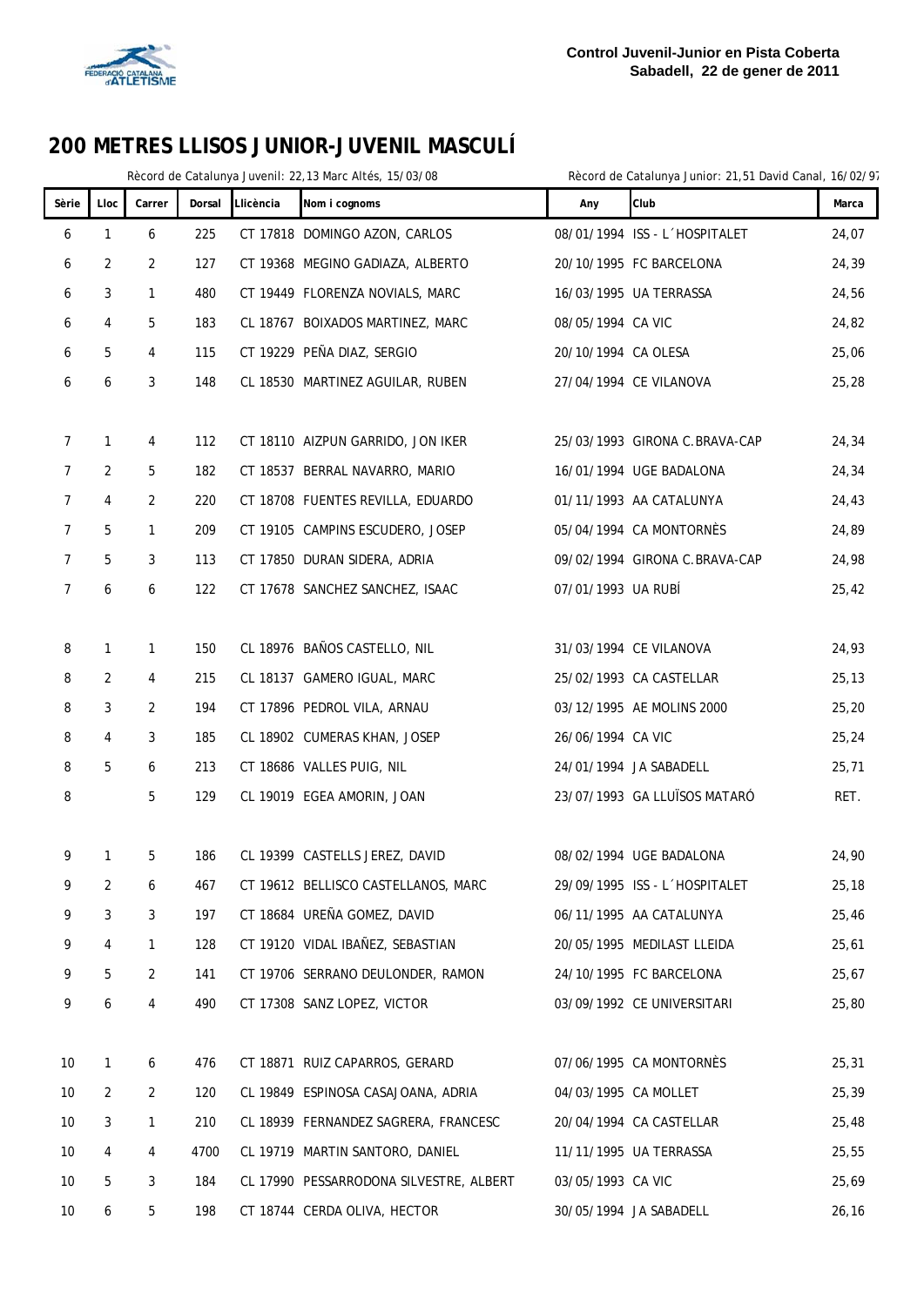**Control Juvenil-Junior en Pista Coberta**
**Sabadell, 22 de gener de 2011**

# 200 METRES LLISOS JUNIOR-JUVENIL MASCULÍ

Rècord de Catalunya Juvenil: 22,13 Marc Altés, 15/03/08 — Rècord de Catalunya Junior: 21,51 David Canal, 16/02/97

| Sèrie | Lloc | Carrer | Dorsal | Llicència | Nom i cognoms | Any | Club | Marca |
|---|---|---|---|---|---|---|---|---|
| 6 | 1 | 6 | 225 | CT 17818 | DOMINGO AZON, CARLOS | 08/01/1994 | ISS - L´HOSPITALET | 24,07 |
| 6 | 2 | 2 | 127 | CT 19368 | MEGINO GADIAZA, ALBERTO | 20/10/1995 | FC BARCELONA | 24,39 |
| 6 | 3 | 1 | 480 | CT 19449 | FLORENZA NOVIALS, MARC | 16/03/1995 | UA TERRASSA | 24,56 |
| 6 | 4 | 5 | 183 | CL 18767 | BOIXADOS MARTINEZ, MARC | 08/05/1994 | CA VIC | 24,82 |
| 6 | 5 | 4 | 115 | CT 19229 | PEÑA DIAZ, SERGIO | 20/10/1994 | CA OLESA | 25,06 |
| 6 | 6 | 3 | 148 | CL 18530 | MARTINEZ AGUILAR, RUBEN | 27/04/1994 | CE VILANOVA | 25,28 |
| 7 | 1 | 4 | 112 | CT 18110 | AIZPUN GARRIDO, JON IKER | 25/03/1993 | GIRONA C.BRAVA-CAP | 24,34 |
| 7 | 2 | 5 | 182 | CT 18537 | BERRAL NAVARRO, MARIO | 16/01/1994 | UGE BADALONA | 24,34 |
| 7 | 4 | 2 | 220 | CT 18708 | FUENTES REVILLA, EDUARDO | 01/11/1993 | AA CATALUNYA | 24,43 |
| 7 | 5 | 1 | 209 | CT 19105 | CAMPINS ESCUDERO, JOSEP | 05/04/1994 | CA MONTORNÈS | 24,89 |
| 7 | 5 | 3 | 113 | CT 17850 | DURAN SIDERA, ADRIA | 09/02/1994 | GIRONA C.BRAVA-CAP | 24,98 |
| 7 | 6 | 6 | 122 | CT 17678 | SANCHEZ SANCHEZ, ISAAC | 07/01/1993 | UA RUBÍ | 25,42 |
| 8 | 1 | 1 | 150 | CL 18976 | BAÑOS CASTELLO, NIL | 31/03/1994 | CE VILANOVA | 24,93 |
| 8 | 2 | 4 | 215 | CL 18137 | GAMERO IGUAL, MARC | 25/02/1993 | CA CASTELLAR | 25,13 |
| 8 | 3 | 2 | 194 | CT 17896 | PEDROL VILA, ARNAU | 03/12/1995 | AE MOLINS 2000 | 25,20 |
| 8 | 4 | 3 | 185 | CL 18902 | CUMERAS KHAN, JOSEP | 26/06/1994 | CA VIC | 25,24 |
| 8 | 5 | 6 | 213 | CT 18686 | VALLES PUIG, NIL | 24/01/1994 | JA SABADELL | 25,71 |
| 8 | | 5 | 129 | CL 19019 | EGEA AMORIN, JOAN | 23/07/1993 | GA LLUÏSOS MATARÓ | RET. |
| 9 | 1 | 5 | 186 | CL 19399 | CASTELLS JEREZ, DAVID | 08/02/1994 | UGE BADALONA | 24,90 |
| 9 | 2 | 6 | 467 | CT 19612 | BELLISCO CASTELLANOS, MARC | 29/09/1995 | ISS - L´HOSPITALET | 25,18 |
| 9 | 3 | 3 | 197 | CT 18684 | UREÑA GOMEZ, DAVID | 06/11/1995 | AA CATALUNYA | 25,46 |
| 9 | 4 | 1 | 128 | CT 19120 | VIDAL IBAÑEZ, SEBASTIAN | 20/05/1995 | MEDILAST LLEIDA | 25,61 |
| 9 | 5 | 2 | 141 | CT 19706 | SERRANO DEULONDER, RAMON | 24/10/1995 | FC BARCELONA | 25,67 |
| 9 | 6 | 4 | 490 | CT 17308 | SANZ LOPEZ, VICTOR | 03/09/1992 | CE UNIVERSITARI | 25,80 |
| 10 | 1 | 6 | 476 | CT 18871 | RUIZ CAPARROS, GERARD | 07/06/1995 | CA MONTORNÈS | 25,31 |
| 10 | 2 | 2 | 120 | CL 19849 | ESPINOSA CASAJOANA, ADRIA | 04/03/1995 | CA MOLLET | 25,39 |
| 10 | 3 | 1 | 210 | CL 18939 | FERNANDEZ SAGRERA, FRANCESC | 20/04/1994 | CA CASTELLAR | 25,48 |
| 10 | 4 | 4 | 4700 | CL 19719 | MARTIN SANTORO, DANIEL | 11/11/1995 | UA TERRASSA | 25,55 |
| 10 | 5 | 3 | 184 | CL 17990 | PESSARRODONA SILVESTRE, ALBERT | 03/05/1993 | CA VIC | 25,69 |
| 10 | 6 | 5 | 198 | CT 18744 | CERDA OLIVA, HECTOR | 30/05/1994 | JA SABADELL | 26,16 |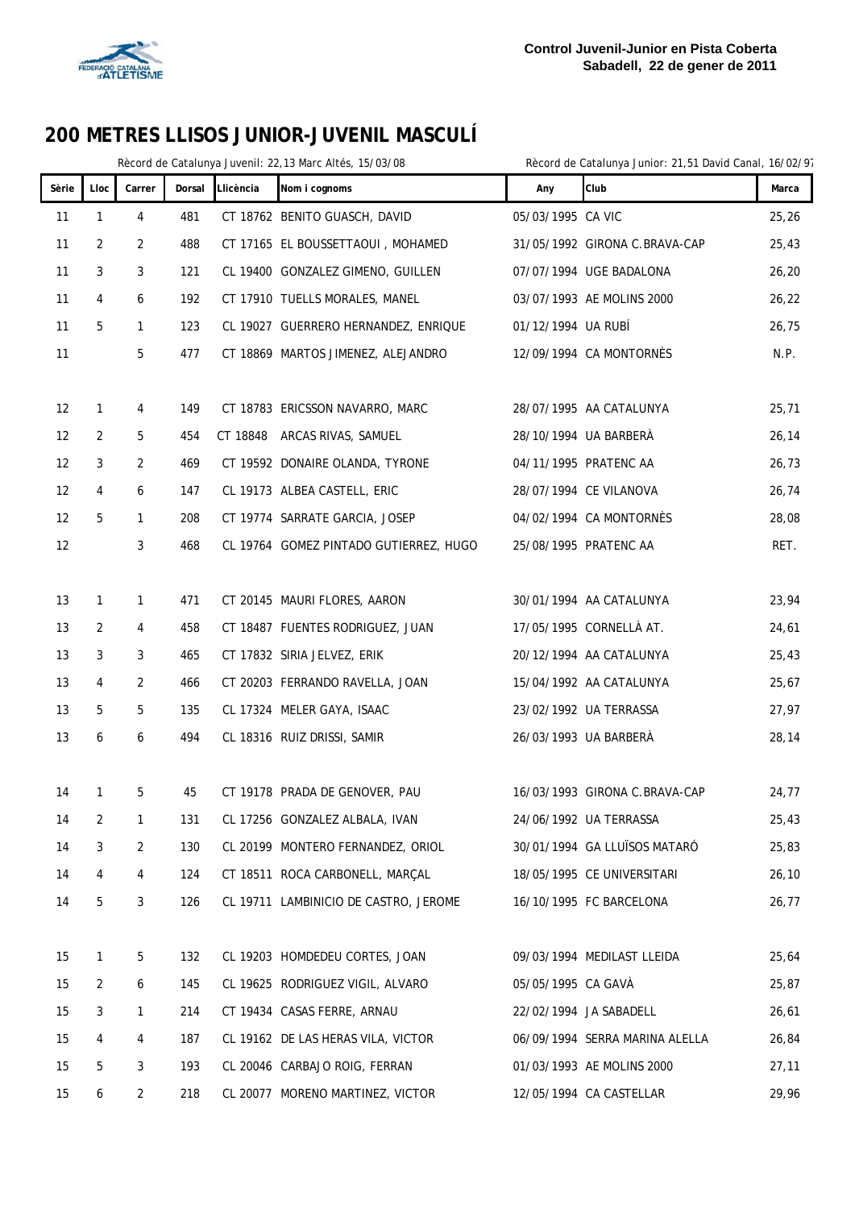**Control Juvenil-Junior en Pista Coberta**
**Sabadell, 22 de gener de 2011**

# 200 METRES LLISOS JUNIOR-JUVENIL MASCULÍ

Rècord de Catalunya Juvenil: 22,13 Marc Altés, 15/03/08 — Rècord de Catalunya Junior: 21,51 David Canal, 16/02/97

| Sèrie | Lloc | Carrer | Dorsal | Llicència | Nom i cognoms | Any | Club | Marca |
|---|---|---|---|---|---|---|---|---|
| 11 | 1 | 4 | 481 | CT 18762 | BENITO GUASCH, DAVID | 05/03/1995 | CA VIC | 25,26 |
| 11 | 2 | 2 | 488 | CT 17165 | EL BOUSSETTAOUI , MOHAMED | 31/05/1992 | GIRONA C.BRAVA-CAP | 25,43 |
| 11 | 3 | 3 | 121 | CL 19400 | GONZALEZ GIMENO, GUILLEN | 07/07/1994 | UGE BADALONA | 26,20 |
| 11 | 4 | 6 | 192 | CT 17910 | TUELLS MORALES, MANEL | 03/07/1993 | AE MOLINS 2000 | 26,22 |
| 11 | 5 | 1 | 123 | CL 19027 | GUERRERO HERNANDEZ, ENRIQUE | 01/12/1994 | UA RUBÍ | 26,75 |
| 11 | | 5 | 477 | CT 18869 | MARTOS JIMENEZ, ALEJANDRO | 12/09/1994 | CA MONTORNÈS | N.P. |
| 12 | 1 | 4 | 149 | CT 18783 | ERICSSON NAVARRO, MARC | 28/07/1995 | AA CATALUNYA | 25,71 |
| 12 | 2 | 5 | 454 | CT 18848 | ARCAS RIVAS, SAMUEL | 28/10/1994 | UA BARBERÀ | 26,14 |
| 12 | 3 | 2 | 469 | CT 19592 | DONAIRE OLANDA, TYRONE | 04/11/1995 | PRATENC AA | 26,73 |
| 12 | 4 | 6 | 147 | CL 19173 | ALBEA CASTELL, ERIC | 28/07/1994 | CE VILANOVA | 26,74 |
| 12 | 5 | 1 | 208 | CT 19774 | SARRATE GARCIA, JOSEP | 04/02/1994 | CA MONTORNÈS | 28,08 |
| 12 | | 3 | 468 | CL 19764 | GOMEZ PINTADO GUTIERREZ, HUGO | 25/08/1995 | PRATENC AA | RET. |
| 13 | 1 | 1 | 471 | CT 20145 | MAURI FLORES, AARON | 30/01/1994 | AA CATALUNYA | 23,94 |
| 13 | 2 | 4 | 458 | CT 18487 | FUENTES RODRIGUEZ, JUAN | 17/05/1995 | CORNELLÀ AT. | 24,61 |
| 13 | 3 | 3 | 465 | CT 17832 | SIRIA JELVEZ, ERIK | 20/12/1994 | AA CATALUNYA | 25,43 |
| 13 | 4 | 2 | 466 | CT 20203 | FERRANDO RAVELLA, JOAN | 15/04/1992 | AA CATALUNYA | 25,67 |
| 13 | 5 | 5 | 135 | CL 17324 | MELER GAYA, ISAAC | 23/02/1992 | UA TERRASSA | 27,97 |
| 13 | 6 | 6 | 494 | CL 18316 | RUIZ DRISSI, SAMIR | 26/03/1993 | UA BARBERÀ | 28,14 |
| 14 | 1 | 5 | 45 | CT 19178 | PRADA DE GENOVER, PAU | 16/03/1993 | GIRONA C.BRAVA-CAP | 24,77 |
| 14 | 2 | 1 | 131 | CL 17256 | GONZALEZ ALBALA, IVAN | 24/06/1992 | UA TERRASSA | 25,43 |
| 14 | 3 | 2 | 130 | CL 20199 | MONTERO FERNANDEZ, ORIOL | 30/01/1994 | GA LLUÏSOS MATARÓ | 25,83 |
| 14 | 4 | 4 | 124 | CT 18511 | ROCA CARBONELL, MARÇAL | 18/05/1995 | CE UNIVERSITARI | 26,10 |
| 14 | 5 | 3 | 126 | CL 19711 | LAMBINICIO DE CASTRO, JEROME | 16/10/1995 | FC BARCELONA | 26,77 |
| 15 | 1 | 5 | 132 | CL 19203 | HOMDEDEU CORTES, JOAN | 09/03/1994 | MEDILAST LLEIDA | 25,64 |
| 15 | 2 | 6 | 145 | CL 19625 | RODRIGUEZ VIGIL, ALVARO | 05/05/1995 | CA GAVÀ | 25,87 |
| 15 | 3 | 1 | 214 | CT 19434 | CASAS FERRE, ARNAU | 22/02/1994 | JA SABADELL | 26,61 |
| 15 | 4 | 4 | 187 | CL 19162 | DE LAS HERAS VILA, VICTOR | 06/09/1994 | SERRA MARINA ALELLA | 26,84 |
| 15 | 5 | 3 | 193 | CL 20046 | CARBAJO ROIG, FERRAN | 01/03/1993 | AE MOLINS 2000 | 27,11 |
| 15 | 6 | 2 | 218 | CL 20077 | MORENO MARTINEZ, VICTOR | 12/05/1994 | CA CASTELLAR | 29,96 |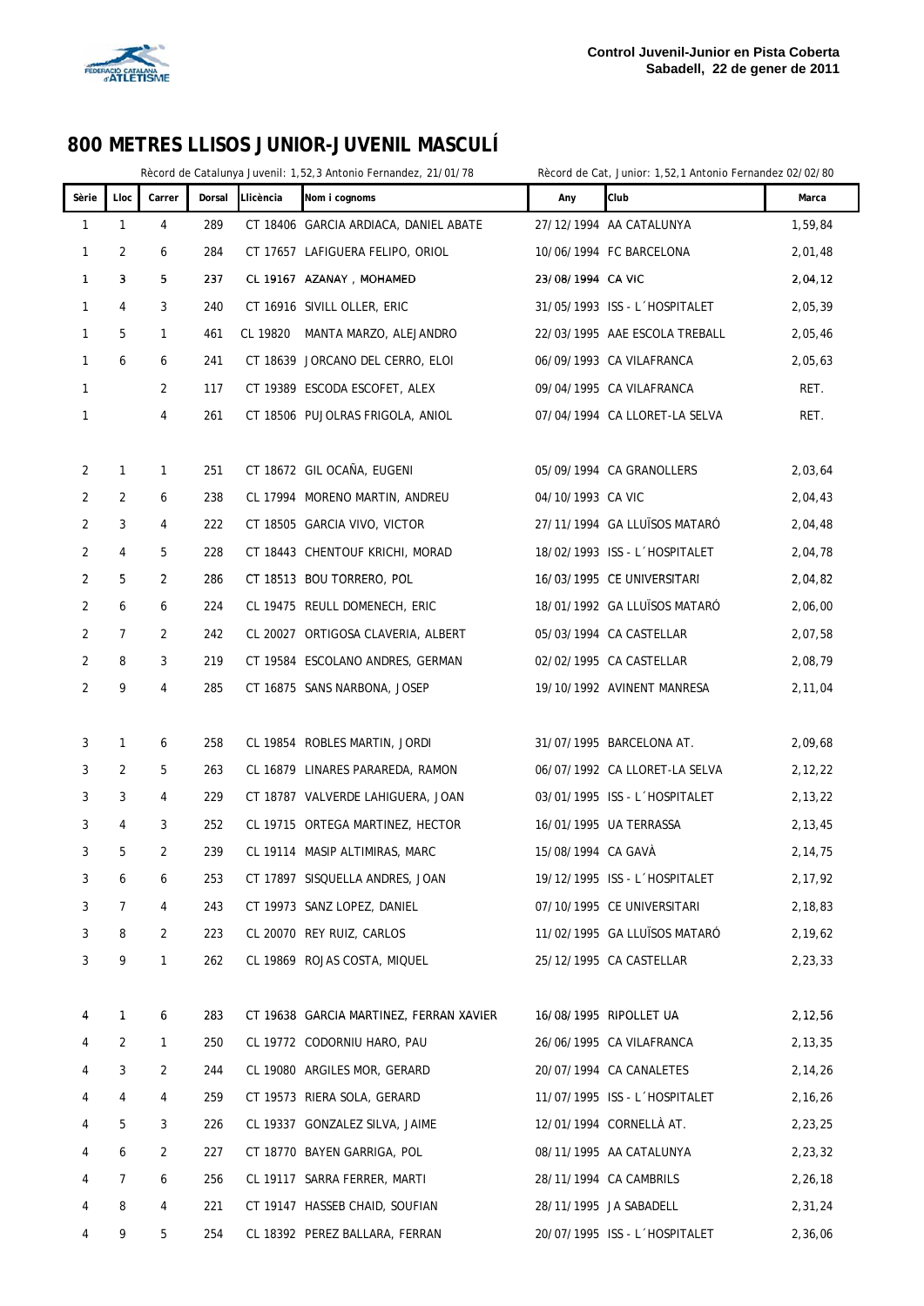Control Juvenil-Junior en Pista Coberta
Sabadell, 22 de gener de 2011

# 800 METRES LLISOS JUNIOR-JUVENIL MASCULÍ

Rècord de Catalunya Juvenil: 1,52,3 Antonio Fernandez, 21/01/78 — Rècord de Cat, Junior: 1,52,1 Antonio Fernandez 02/02/80

| Sèrie | Lloc | Carrer | Dorsal | Llicència | Nom i cognoms | Any | Club | Marca |
|---|---|---|---|---|---|---|---|---|
| 1 | 1 | 4 | 289 | CT 18406 | GARCIA ARDIACA, DANIEL ABATE | 27/12/1994 | AA CATALUNYA | 1,59,84 |
| 1 | 2 | 6 | 284 | CT 17657 | LAFIGUERA FELIPO, ORIOL | 10/06/1994 | FC BARCELONA | 2,01,48 |
| 1 | 3 | 5 | 237 | CL 19167 | AZANAY , MOHAMED | 23/08/1994 | CA VIC | 2,04,12 |
| 1 | 4 | 3 | 240 | CT 16916 | SIVILL OLLER, ERIC | 31/05/1993 | ISS - L´HOSPITALET | 2,05,39 |
| 1 | 5 | 1 | 461 | CL 19820 | MANTA MARZO, ALEJANDRO | 22/03/1995 | AAE ESCOLA TREBALL | 2,05,46 |
| 1 | 6 | 6 | 241 | CT 18639 | JORCANO DEL CERRO, ELOI | 06/09/1993 | CA VILAFRANCA | 2,05,63 |
| 1 | | 2 | 117 | CT 19389 | ESCODA ESCOFET, ALEX | 09/04/1995 | CA VILAFRANCA | RET. |
| 1 | | 4 | 261 | CT 18506 | PUJOLRAS FRIGOLA, ANIOL | 07/04/1994 | CA LLORET-LA SELVA | RET. |
| 2 | 1 | 1 | 251 | CT 18672 | GIL OCAÑA, EUGENI | 05/09/1994 | CA GRANOLLERS | 2,03,64 |
| 2 | 2 | 6 | 238 | CL 17994 | MORENO MARTIN, ANDREU | 04/10/1993 | CA VIC | 2,04,43 |
| 2 | 3 | 4 | 222 | CT 18505 | GARCIA VIVO, VICTOR | 27/11/1994 | GA LLUÏSOS MATARÓ | 2,04,48 |
| 2 | 4 | 5 | 228 | CT 18443 | CHENTOUF KRICHI, MORAD | 18/02/1993 | ISS - L´HOSPITALET | 2,04,78 |
| 2 | 5 | 2 | 286 | CT 18513 | BOU TORRERO, POL | 16/03/1995 | CE UNIVERSITARI | 2,04,82 |
| 2 | 6 | 6 | 224 | CL 19475 | REULL DOMENECH, ERIC | 18/01/1992 | GA LLUÏSOS MATARÓ | 2,06,00 |
| 2 | 7 | 2 | 242 | CL 20027 | ORTIGOSA CLAVERIA, ALBERT | 05/03/1994 | CA CASTELLAR | 2,07,58 |
| 2 | 8 | 3 | 219 | CT 19584 | ESCOLANO ANDRES, GERMAN | 02/02/1995 | CA CASTELLAR | 2,08,79 |
| 2 | 9 | 4 | 285 | CT 16875 | SANS NARBONA, JOSEP | 19/10/1992 | AVINENT MANRESA | 2,11,04 |
| 3 | 1 | 6 | 258 | CL 19854 | ROBLES MARTIN, JORDI | 31/07/1995 | BARCELONA AT. | 2,09,68 |
| 3 | 2 | 5 | 263 | CL 16879 | LINARES PARAREDA, RAMON | 06/07/1992 | CA LLORET-LA SELVA | 2,12,22 |
| 3 | 3 | 4 | 229 | CT 18787 | VALVERDE LAHIGUERA, JOAN | 03/01/1995 | ISS - L´HOSPITALET | 2,13,22 |
| 3 | 4 | 3 | 252 | CL 19715 | ORTEGA MARTINEZ, HECTOR | 16/01/1995 | UA TERRASSA | 2,13,45 |
| 3 | 5 | 2 | 239 | CL 19114 | MASIP ALTIMIRAS, MARC | 15/08/1994 | CA GAVÀ | 2,14,75 |
| 3 | 6 | 6 | 253 | CT 17897 | SISQUELLA ANDRES, JOAN | 19/12/1995 | ISS - L´HOSPITALET | 2,17,92 |
| 3 | 7 | 4 | 243 | CT 19973 | SANZ LOPEZ, DANIEL | 07/10/1995 | CE UNIVERSITARI | 2,18,83 |
| 3 | 8 | 2 | 223 | CL 20070 | REY RUIZ, CARLOS | 11/02/1995 | GA LLUÏSOS MATARÓ | 2,19,62 |
| 3 | 9 | 1 | 262 | CL 19869 | ROJAS COSTA, MIQUEL | 25/12/1995 | CA CASTELLAR | 2,23,33 |
| 4 | 1 | 6 | 283 | CT 19638 | GARCIA MARTINEZ, FERRAN XAVIER | 16/08/1995 | RIPOLLET UA | 2,12,56 |
| 4 | 2 | 1 | 250 | CL 19772 | CODORNIU HARO, PAU | 26/06/1995 | CA VILAFRANCA | 2,13,35 |
| 4 | 3 | 2 | 244 | CL 19080 | ARGILES MOR, GERARD | 20/07/1994 | CA CANALETES | 2,14,26 |
| 4 | 4 | 4 | 259 | CT 19573 | RIERA SOLA, GERARD | 11/07/1995 | ISS - L´HOSPITALET | 2,16,26 |
| 4 | 5 | 3 | 226 | CL 19337 | GONZALEZ SILVA, JAIME | 12/01/1994 | CORNELLÀ AT. | 2,23,25 |
| 4 | 6 | 2 | 227 | CT 18770 | BAYEN GARRIGA, POL | 08/11/1995 | AA CATALUNYA | 2,23,32 |
| 4 | 7 | 6 | 256 | CL 19117 | SARRA FERRER, MARTI | 28/11/1994 | CA CAMBRILS | 2,26,18 |
| 4 | 8 | 4 | 221 | CT 19147 | HASSEB CHAID, SOUFIAN | 28/11/1995 | JA SABADELL | 2,31,24 |
| 4 | 9 | 5 | 254 | CL 18392 | PEREZ BALLARA, FERRAN | 20/07/1995 | ISS - L´HOSPITALET | 2,36,06 |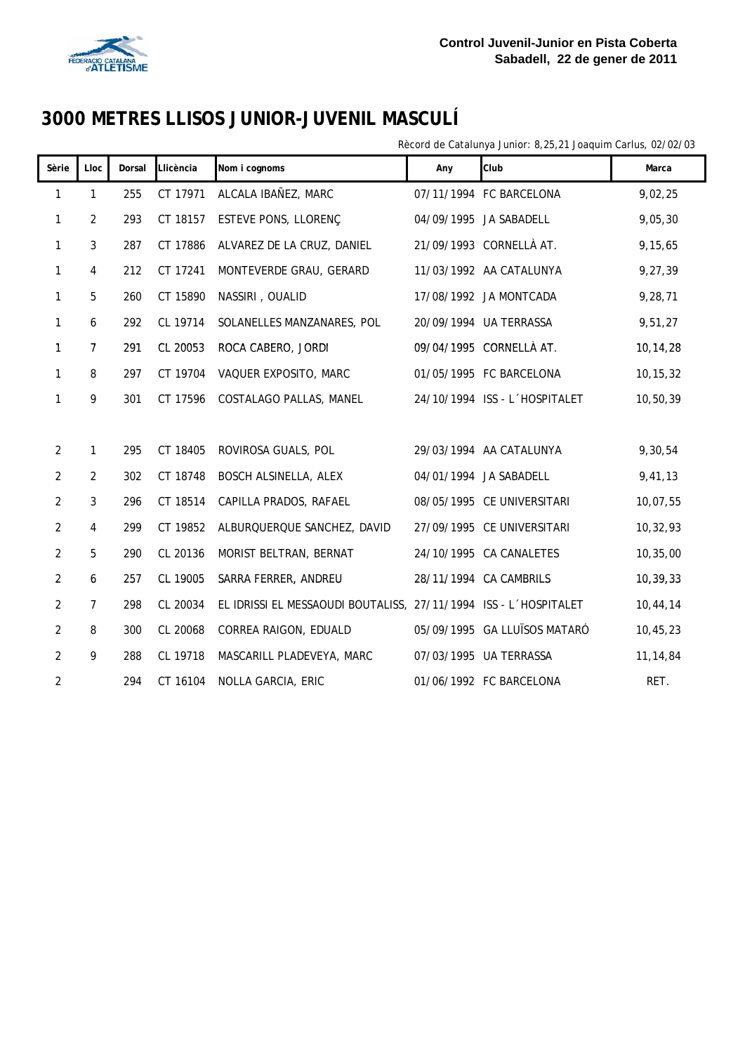**Control Juvenil-Junior en Pista Coberta**
**Sabadell, 22 de gener de 2011**

# 3000 METRES LLISOS JUNIOR-JUVENIL MASCULÍ

Rècord de Catalunya Junior: 8,25,21 Joaquim Carlus, 02/02/03

| Sèrie | Lloc | Dorsal | Llicència | Nom i cognoms | Any | Club | Marca |
|---|---|---|---|---|---|---|---|
| 1 | 1 | 255 | CT 17971 | ALCALA IBAÑEZ, MARC | 07/11/1994 | FC BARCELONA | 9,02,25 |
| 1 | 2 | 293 | CT 18157 | ESTEVE PONS, LLORENÇ | 04/09/1995 | JA SABADELL | 9,05,30 |
| 1 | 3 | 287 | CT 17886 | ALVAREZ DE LA CRUZ, DANIEL | 21/09/1993 | CORNELLÀ AT. | 9,15,65 |
| 1 | 4 | 212 | CT 17241 | MONTEVERDE GRAU, GERARD | 11/03/1992 | AA CATALUNYA | 9,27,39 |
| 1 | 5 | 260 | CT 15890 | NASSIRI , OUALID | 17/08/1992 | JA MONTCADA | 9,28,71 |
| 1 | 6 | 292 | CL 19714 | SOLANELLES MANZANARES, POL | 20/09/1994 | UA TERRASSA | 9,51,27 |
| 1 | 7 | 291 | CL 20053 | ROCA CABERO, JORDI | 09/04/1995 | CORNELLÀ AT. | 10,14,28 |
| 1 | 8 | 297 | CT 19704 | VAQUER EXPOSITO, MARC | 01/05/1995 | FC BARCELONA | 10,15,32 |
| 1 | 9 | 301 | CT 17596 | COSTALAGO PALLAS, MANEL | 24/10/1994 | ISS - L´HOSPITALET | 10,50,39 |
| 2 | 1 | 295 | CT 18405 | ROVIROSA GUALS, POL | 29/03/1994 | AA CATALUNYA | 9,30,54 |
| 2 | 2 | 302 | CT 18748 | BOSCH ALSINELLA, ALEX | 04/01/1994 | JA SABADELL | 9,41,13 |
| 2 | 3 | 296 | CT 18514 | CAPILLA PRADOS, RAFAEL | 08/05/1995 | CE UNIVERSITARI | 10,07,55 |
| 2 | 4 | 299 | CT 19852 | ALBURQUERQUE SANCHEZ, DAVID | 27/09/1995 | CE UNIVERSITARI | 10,32,93 |
| 2 | 5 | 290 | CL 20136 | MORIST BELTRAN, BERNAT | 24/10/1995 | CA CANALETES | 10,35,00 |
| 2 | 6 | 257 | CL 19005 | SARRA FERRER, ANDREU | 28/11/1994 | CA CAMBRILS | 10,39,33 |
| 2 | 7 | 298 | CL 20034 | EL IDRISSI EL MESSAOUDI BOUTALISS, | 27/11/1994 | ISS - L´HOSPITALET | 10,44,14 |
| 2 | 8 | 300 | CL 20068 | CORREA RAIGON, EDUALD | 05/09/1995 | GA LLUÏSOS MATARÓ | 10,45,23 |
| 2 | 9 | 288 | CL 19718 | MASCARILL PLADEVEYA, MARC | 07/03/1995 | UA TERRASSA | 11,14,84 |
| 2 | | 294 | CT 16104 | NOLLA GARCIA, ERIC | 01/06/1992 | FC BARCELONA | RET. |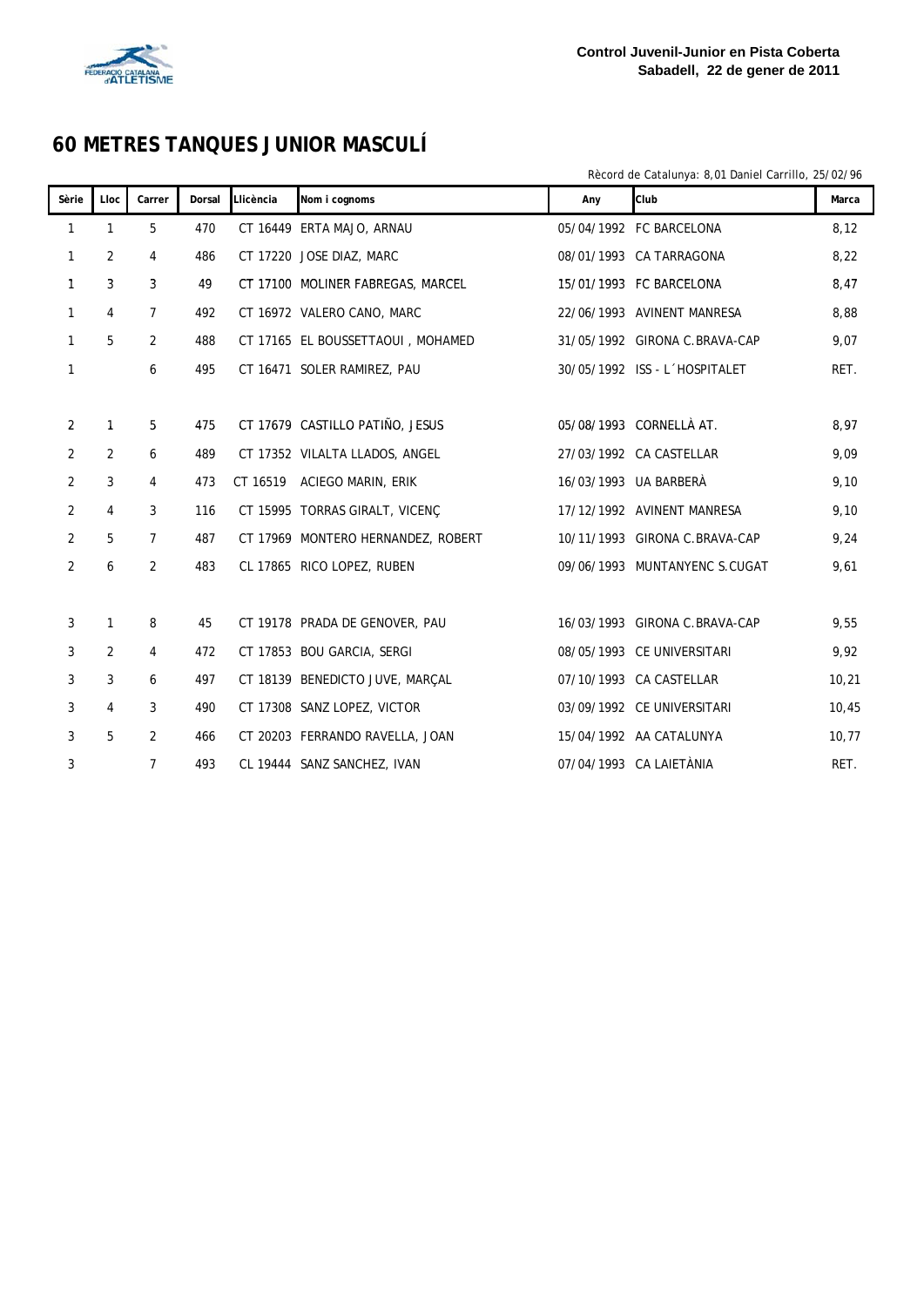**Control Juvenil-Junior en Pista Coberta**
**Sabadell, 22 de gener de 2011**

# 60 METRES TANQUES JUNIOR MASCULÍ

Rècord de Catalunya: 8,01 Daniel Carrillo, 25/02/96

| Sèrie | Lloc | Carrer | Dorsal | Llicència | Nom i cognoms | Any | Club | Marca |
|---|---|---|---|---|---|---|---|---|
| 1 | 1 | 5 | 470 | CT 16449 | ERTA MAJO, ARNAU | 05/04/1992 | FC BARCELONA | 8,12 |
| 1 | 2 | 4 | 486 | CT 17220 | JOSE DIAZ, MARC | 08/01/1993 | CA TARRAGONA | 8,22 |
| 1 | 3 | 3 | 49 | CT 17100 | MOLINER FABREGAS, MARCEL | 15/01/1993 | FC BARCELONA | 8,47 |
| 1 | 4 | 7 | 492 | CT 16972 | VALERO CANO, MARC | 22/06/1993 | AVINENT MANRESA | 8,88 |
| 1 | 5 | 2 | 488 | CT 17165 | EL BOUSSETTAOUI , MOHAMED | 31/05/1992 | GIRONA C.BRAVA-CAP | 9,07 |
| 1 | | 6 | 495 | CT 16471 | SOLER RAMIREZ, PAU | 30/05/1992 | ISS - L´HOSPITALET | RET. |
| 2 | 1 | 5 | 475 | CT 17679 | CASTILLO PATIÑO, JESUS | 05/08/1993 | CORNELLÀ AT. | 8,97 |
| 2 | 2 | 6 | 489 | CT 17352 | VILALTA LLADOS, ANGEL | 27/03/1992 | CA CASTELLAR | 9,09 |
| 2 | 3 | 4 | 473 | CT 16519 | ACIEGO MARIN, ERIK | 16/03/1993 | UA BARBERÀ | 9,10 |
| 2 | 4 | 3 | 116 | CT 15995 | TORRAS GIRALT, VICENÇ | 17/12/1992 | AVINENT MANRESA | 9,10 |
| 2 | 5 | 7 | 487 | CT 17969 | MONTERO HERNANDEZ, ROBERT | 10/11/1993 | GIRONA C.BRAVA-CAP | 9,24 |
| 2 | 6 | 2 | 483 | CL 17865 | RICO LOPEZ, RUBEN | 09/06/1993 | MUNTANYENC S.CUGAT | 9,61 |
| 3 | 1 | 8 | 45 | CT 19178 | PRADA DE GENOVER, PAU | 16/03/1993 | GIRONA C.BRAVA-CAP | 9,55 |
| 3 | 2 | 4 | 472 | CT 17853 | BOU GARCIA, SERGI | 08/05/1993 | CE UNIVERSITARI | 9,92 |
| 3 | 3 | 6 | 497 | CT 18139 | BENEDICTO JUVE, MARÇAL | 07/10/1993 | CA CASTELLAR | 10,21 |
| 3 | 4 | 3 | 490 | CT 17308 | SANZ LOPEZ, VICTOR | 03/09/1992 | CE UNIVERSITARI | 10,45 |
| 3 | 5 | 2 | 466 | CT 20203 | FERRANDO RAVELLA, JOAN | 15/04/1992 | AA CATALUNYA | 10,77 |
| 3 | | 7 | 493 | CL 19444 | SANZ SANCHEZ, IVAN | 07/04/1993 | CA LAIETÀNIA | RET. |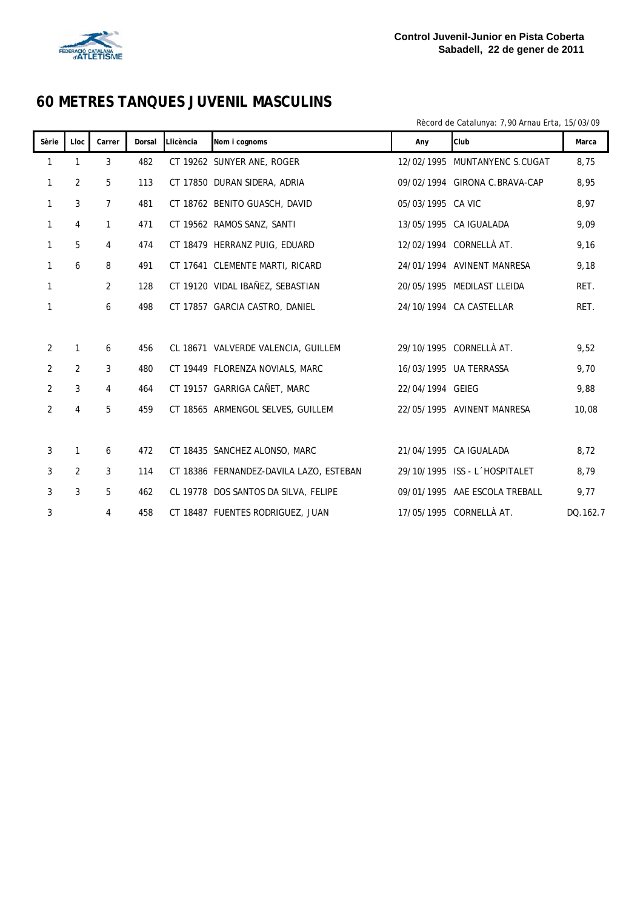**Control Juvenil-Junior en Pista Coberta**
**Sabadell, 22 de gener de 2011**

# 60 METRES TANQUES JUVENIL MASCULINS

Rècord de Catalunya: 7,90 Arnau Erta, 15/03/09

| Sèrie | Lloc | Carrer | Dorsal | Llicència | Nom i cognoms | Any | Club | Marca |
|---|---|---|---|---|---|---|---|---|
| 1 | 1 | 3 | 482 | CT 19262 | SUNYER ANE, ROGER | 12/02/1995 | MUNTANYENC S.CUGAT | 8,75 |
| 1 | 2 | 5 | 113 | CT 17850 | DURAN SIDERA, ADRIA | 09/02/1994 | GIRONA C.BRAVA-CAP | 8,95 |
| 1 | 3 | 7 | 481 | CT 18762 | BENITO GUASCH, DAVID | 05/03/1995 | CA VIC | 8,97 |
| 1 | 4 | 1 | 471 | CT 19562 | RAMOS SANZ, SANTI | 13/05/1995 | CA IGUALADA | 9,09 |
| 1 | 5 | 4 | 474 | CT 18479 | HERRANZ PUIG, EDUARD | 12/02/1994 | CORNELLÀ AT. | 9,16 |
| 1 | 6 | 8 | 491 | CT 17641 | CLEMENTE MARTI, RICARD | 24/01/1994 | AVINENT MANRESA | 9,18 |
| 1 | | 2 | 128 | CT 19120 | VIDAL IBAÑEZ, SEBASTIAN | 20/05/1995 | MEDILAST LLEIDA | RET. |
| 1 | | 6 | 498 | CT 17857 | GARCIA CASTRO, DANIEL | 24/10/1994 | CA CASTELLAR | RET. |
| 2 | 1 | 6 | 456 | CL 18671 | VALVERDE VALENCIA, GUILLEM | 29/10/1995 | CORNELLÀ AT. | 9,52 |
| 2 | 2 | 3 | 480 | CT 19449 | FLORENZA NOVIALS, MARC | 16/03/1995 | UA TERRASSA | 9,70 |
| 2 | 3 | 4 | 464 | CT 19157 | GARRIGA CAÑET, MARC | 22/04/1994 | GEIEG | 9,88 |
| 2 | 4 | 5 | 459 | CT 18565 | ARMENGOL SELVES, GUILLEM | 22/05/1995 | AVINENT MANRESA | 10,08 |
| 3 | 1 | 6 | 472 | CT 18435 | SANCHEZ ALONSO, MARC | 21/04/1995 | CA IGUALADA | 8,72 |
| 3 | 2 | 3 | 114 | CT 18386 | FERNANDEZ-DAVILA LAZO, ESTEBAN | 29/10/1995 | ISS - L´HOSPITALET | 8,79 |
| 3 | 3 | 5 | 462 | CL 19778 | DOS SANTOS DA SILVA, FELIPE | 09/01/1995 | AAE ESCOLA TREBALL | 9,77 |
| 3 | | 4 | 458 | CT 18487 | FUENTES RODRIGUEZ, JUAN | 17/05/1995 | CORNELLÀ AT. | DQ.162.7 |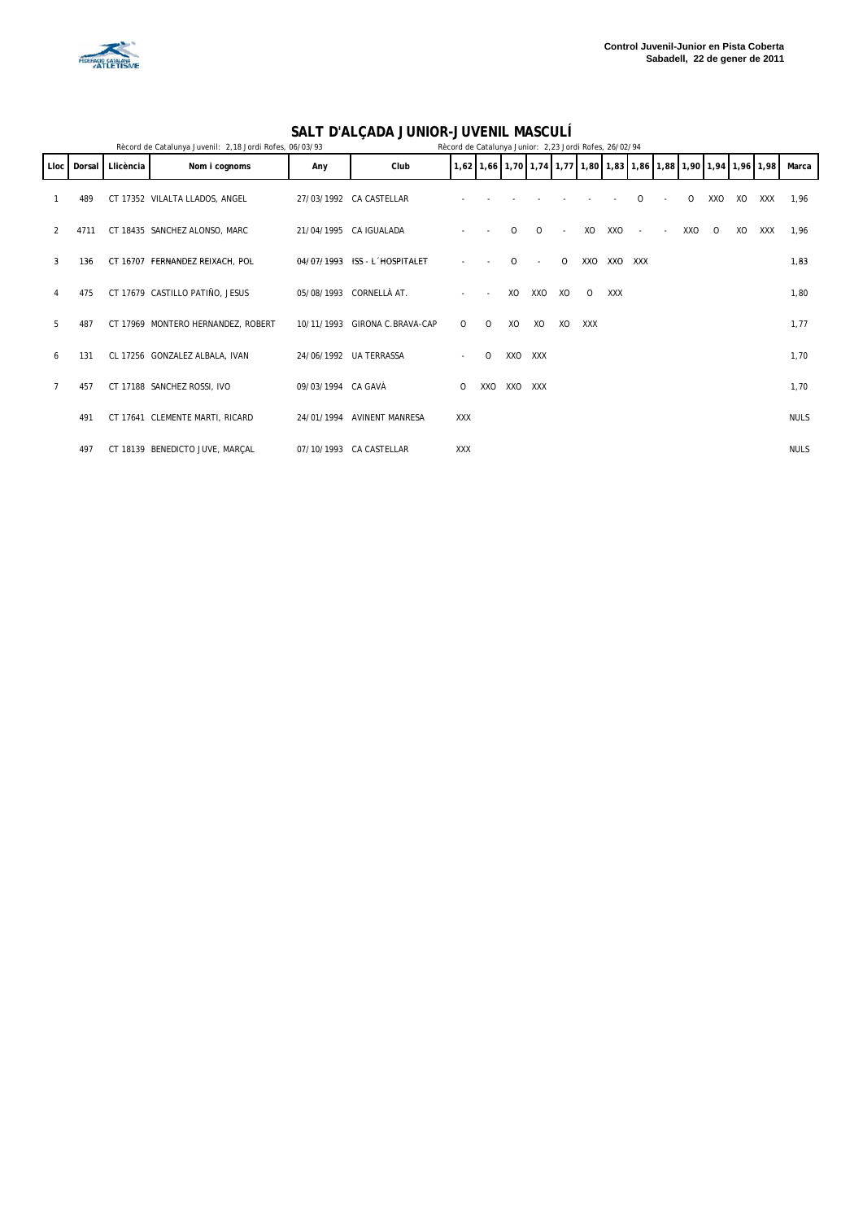**Control Juvenil-Junior en Pista Coberta**
**Sabadell, 22 de gener de 2011**

# SALT D'ALÇADA JUNIOR-JUVENIL MASCULÍ

Rècord de Catalunya Juvenil: 2,18 Jordi Rofes, 06/03/93 — Rècord de Catalunya Junior: 2,23 Jordi Rofes, 26/02/94

| Lloc | Dorsal | Llicència | Nom i cognoms | Any | Club | 1,62 | 1,66 | 1,70 | 1,74 | 1,77 | 1,80 | 1,83 | 1,86 | 1,88 | 1,90 | 1,94 | 1,96 | 1,98 | Marca |
|---|---|---|---|---|---|---|---|---|---|---|---|---|---|---|---|---|---|---|---|
| 1 | 489 | CT 17352 | VILALTA LLADOS, ANGEL | 27/03/1992 | CA CASTELLAR | - | - | - | - | - | - | - | O | - | O | XXO | XO | XXX | 1,96 |
| 2 | 4711 | CT 18435 | SANCHEZ ALONSO, MARC | 21/04/1995 | CA IGUALADA | - | - | O | O | - | XO | XXO | - | - | XXO | O | XO | XXX | 1,96 |
| 3 | 136 | CT 16707 | FERNANDEZ REIXACH, POL | 04/07/1993 | ISS - L´HOSPITALET | - | - | O | - | O | XXO | XXO | XXX | | | | | | 1,83 |
| 4 | 475 | CT 17679 | CASTILLO PATIÑO, JESUS | 05/08/1993 | CORNELLÀ AT. | - | - | XO | XXO | XO | O | XXX | | | | | | | 1,80 |
| 5 | 487 | CT 17969 | MONTERO HERNANDEZ, ROBERT | 10/11/1993 | GIRONA C.BRAVA-CAP | O | O | XO | XO | XO | XXX | | | | | | | | 1,77 |
| 6 | 131 | CL 17256 | GONZALEZ ALBALA, IVAN | 24/06/1992 | UA TERRASSA | - | O | XXO | XXX | | | | | | | | | | 1,70 |
| 7 | 457 | CT 17188 | SANCHEZ ROSSI, IVO | 09/03/1994 | CA GAVÀ | O | XXO | XXO | XXX | | | | | | | | | | 1,70 |
| | 491 | CT 17641 | CLEMENTE MARTI, RICARD | 24/01/1994 | AVINENT MANRESA | XXX | | | | | | | | | | | | | NULS |
| | 497 | CT 18139 | BENEDICTO JUVE, MARÇAL | 07/10/1993 | CA CASTELLAR | XXX | | | | | | | | | | | | | NULS |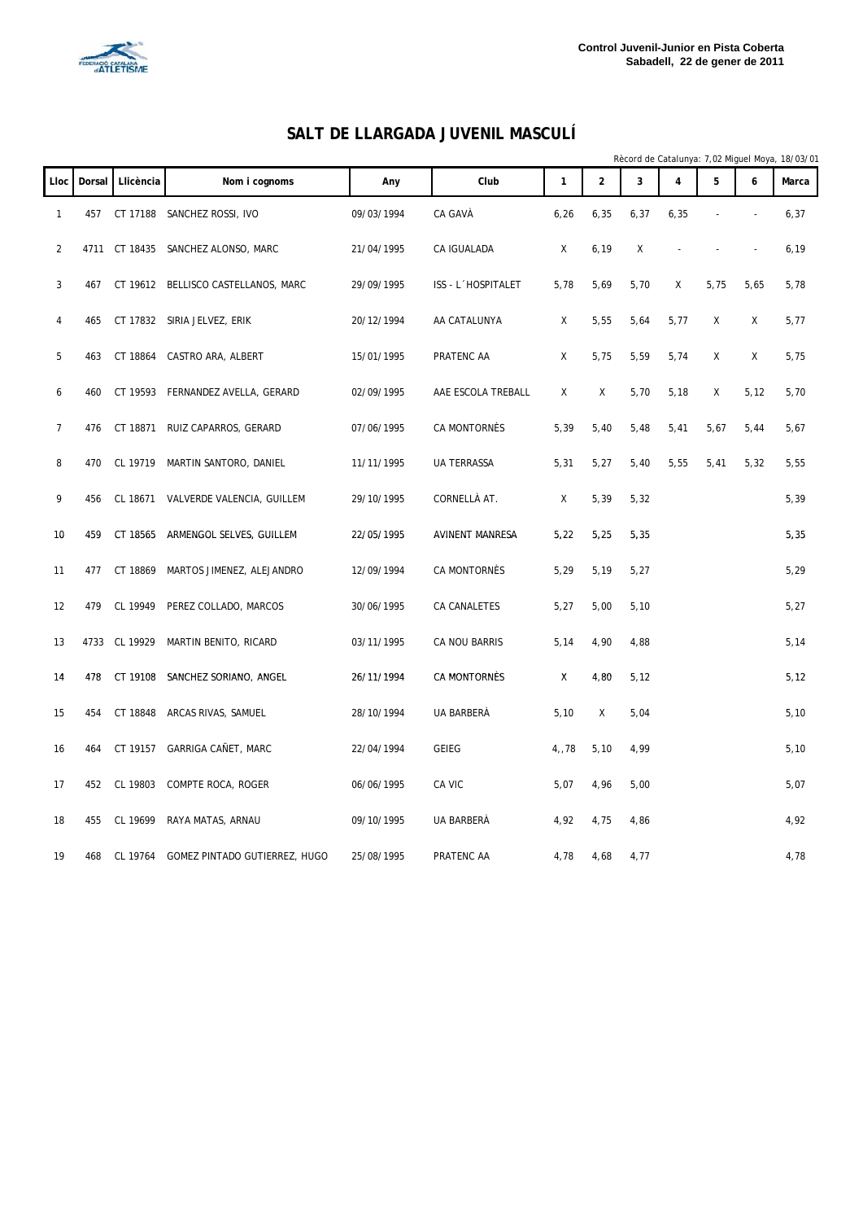Control Juvenil-Junior en Pista Coberta
Sabadell, 22 de gener de 2011

# SALT DE LLARGADA JUVENIL MASCULÍ

Rècord de Catalunya: 7,02 Miguel Moya, 18/03/01

| Lloc | Dorsal | Llicència | Nom i cognoms | Any | Club | 1 | 2 | 3 | 4 | 5 | 6 | Marca |
|---|---|---|---|---|---|---|---|---|---|---|---|---|
| 1 | 457 | CT 17188 | SANCHEZ ROSSI, IVO | 09/03/1994 | CA GAVÀ | 6,26 | 6,35 | 6,37 | 6,35 | - | - | 6,37 |
| 2 | 4711 | CT 18435 | SANCHEZ ALONSO, MARC | 21/04/1995 | CA IGUALADA | X | 6,19 | X | - | - | - | 6,19 |
| 3 | 467 | CT 19612 | BELLISCO CASTELLANOS, MARC | 29/09/1995 | ISS - L´HOSPITALET | 5,78 | 5,69 | 5,70 | X | 5,75 | 5,65 | 5,78 |
| 4 | 465 | CT 17832 | SIRIA JELVEZ, ERIK | 20/12/1994 | AA CATALUNYA | X | 5,55 | 5,64 | 5,77 | X | X | 5,77 |
| 5 | 463 | CT 18864 | CASTRO ARA, ALBERT | 15/01/1995 | PRATENC AA | X | 5,75 | 5,59 | 5,74 | X | X | 5,75 |
| 6 | 460 | CT 19593 | FERNANDEZ AVELLA, GERARD | 02/09/1995 | AAE ESCOLA TREBALL | X | X | 5,70 | 5,18 | X | 5,12 | 5,70 |
| 7 | 476 | CT 18871 | RUIZ CAPARROS, GERARD | 07/06/1995 | CA MONTORNÈS | 5,39 | 5,40 | 5,48 | 5,41 | 5,67 | 5,44 | 5,67 |
| 8 | 470 | CL 19719 | MARTIN SANTORO, DANIEL | 11/11/1995 | UA TERRASSA | 5,31 | 5,27 | 5,40 | 5,55 | 5,41 | 5,32 | 5,55 |
| 9 | 456 | CL 18671 | VALVERDE VALENCIA, GUILLEM | 29/10/1995 | CORNELLÀ AT. | X | 5,39 | 5,32 | | | | 5,39 |
| 10 | 459 | CT 18565 | ARMENGOL SELVES, GUILLEM | 22/05/1995 | AVINENT MANRESA | 5,22 | 5,25 | 5,35 | | | | 5,35 |
| 11 | 477 | CT 18869 | MARTOS JIMENEZ, ALEJANDRO | 12/09/1994 | CA MONTORNÈS | 5,29 | 5,19 | 5,27 | | | | 5,29 |
| 12 | 479 | CL 19949 | PEREZ COLLADO, MARCOS | 30/06/1995 | CA CANALETES | 5,27 | 5,00 | 5,10 | | | | 5,27 |
| 13 | 4733 | CL 19929 | MARTIN BENITO, RICARD | 03/11/1995 | CA NOU BARRIS | 5,14 | 4,90 | 4,88 | | | | 5,14 |
| 14 | 478 | CT 19108 | SANCHEZ SORIANO, ANGEL | 26/11/1994 | CA MONTORNÈS | X | 4,80 | 5,12 | | | | 5,12 |
| 15 | 454 | CT 18848 | ARCAS RIVAS, SAMUEL | 28/10/1994 | UA BARBERÀ | 5,10 | X | 5,04 | | | | 5,10 |
| 16 | 464 | CT 19157 | GARRIGA CAÑET, MARC | 22/04/1994 | GEIEG | 4,,78 | 5,10 | 4,99 | | | | 5,10 |
| 17 | 452 | CL 19803 | COMPTE ROCA, ROGER | 06/06/1995 | CA VIC | 5,07 | 4,96 | 5,00 | | | | 5,07 |
| 18 | 455 | CL 19699 | RAYA MATAS, ARNAU | 09/10/1995 | UA BARBERÀ | 4,92 | 4,75 | 4,86 | | | | 4,92 |
| 19 | 468 | CL 19764 | GOMEZ PINTADO GUTIERREZ, HUGO | 25/08/1995 | PRATENC AA | 4,78 | 4,68 | 4,77 | | | | 4,78 |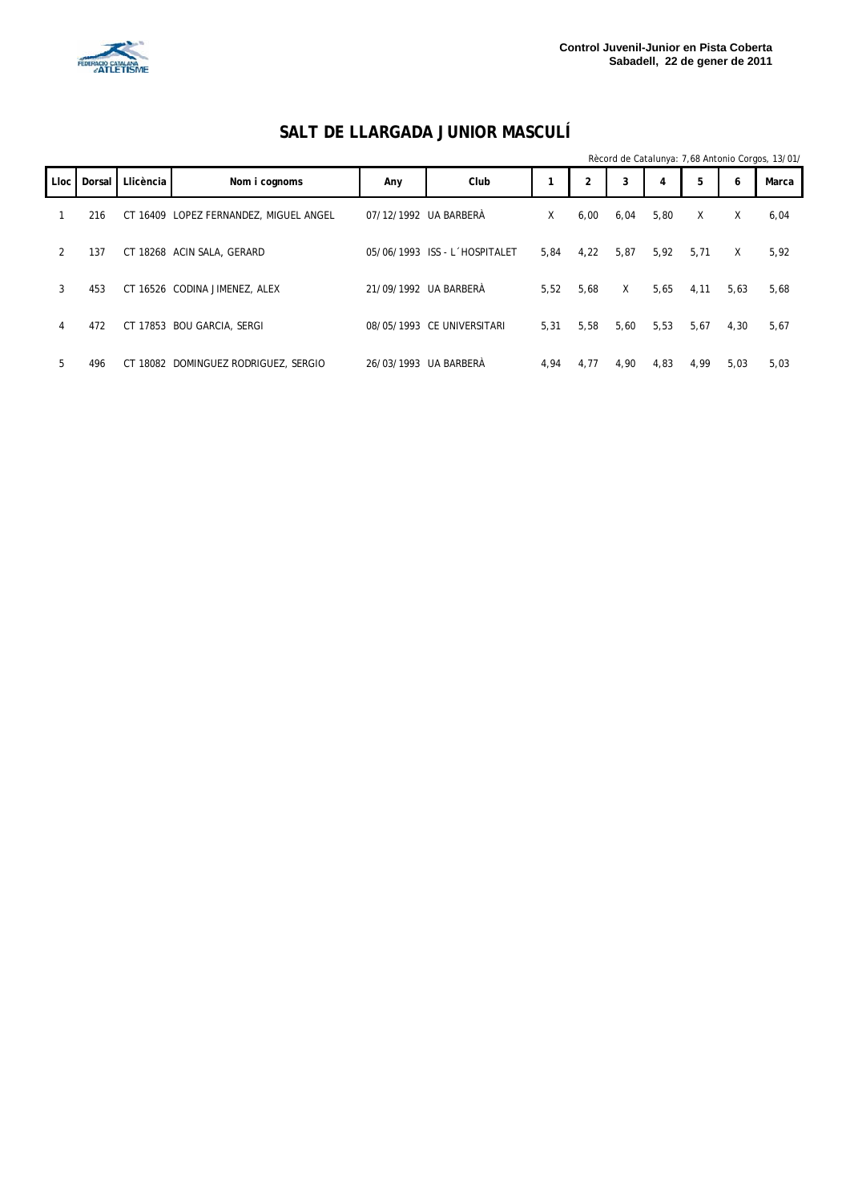Control Juvenil-Junior en Pista Coberta
Sabadell, 22 de gener de 2011

# SALT DE LLARGADA JUNIOR MASCULÍ

Rècord de Catalunya: 7,68 Antonio Corgos, 13/01/

| Lloc | Dorsal | Llicència | Nom i cognoms | Any | Club | 1 | 2 | 3 | 4 | 5 | 6 | Marca |
|---|---|---|---|---|---|---|---|---|---|---|---|---|
| 1 | 216 | CT 16409 | LOPEZ FERNANDEZ, MIGUEL ANGEL | 07/12/1992 | UA BARBERÀ | X | 6,00 | 6,04 | 5,80 | X | X | 6,04 |
| 2 | 137 | CT 18268 | ACIN SALA, GERARD | 05/06/1993 | ISS - L´HOSPITALET | 5,84 | 4,22 | 5,87 | 5,92 | 5,71 | X | 5,92 |
| 3 | 453 | CT 16526 | CODINA JIMENEZ, ALEX | 21/09/1992 | UA BARBERÀ | 5,52 | 5,68 | X | 5,65 | 4,11 | 5,63 | 5,68 |
| 4 | 472 | CT 17853 | BOU GARCIA, SERGI | 08/05/1993 | CE UNIVERSITARI | 5,31 | 5,58 | 5,60 | 5,53 | 5,67 | 4,30 | 5,67 |
| 5 | 496 | CT 18082 | DOMINGUEZ RODRIGUEZ, SERGIO | 26/03/1993 | UA BARBERÀ | 4,94 | 4,77 | 4,90 | 4,83 | 4,99 | 5,03 | 5,03 |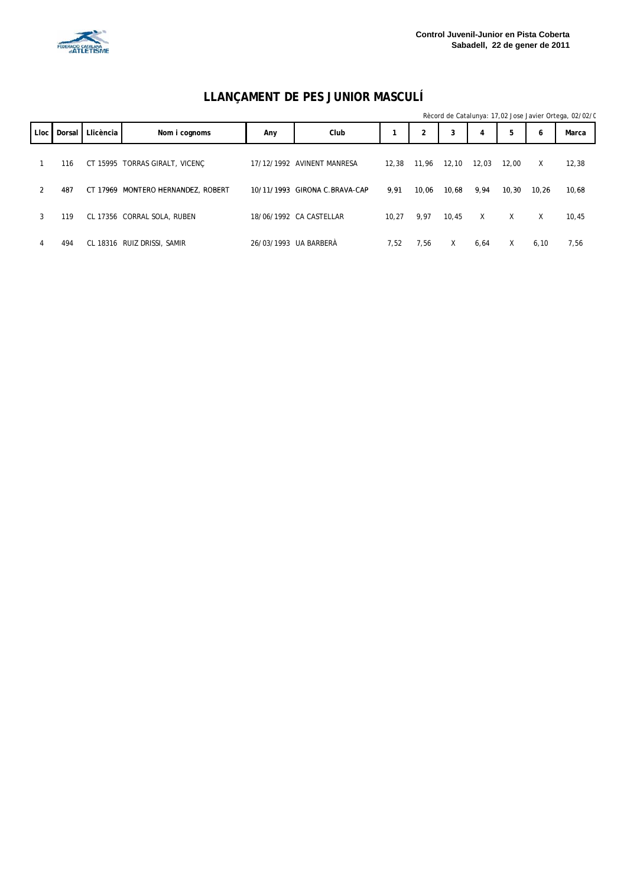Control Juvenil-Junior en Pista Coberta
Sabadell, 22 de gener de 2011

# LLANÇAMENT DE PES JUNIOR MASCULÍ

Rècord de Catalunya: 17,02 Jose Javier Ortega, 02/02/0

| Lloc | Dorsal | Llicència | Nom i cognoms | Any | Club | 1 | 2 | 3 | 4 | 5 | 6 | Marca |
|---|---|---|---|---|---|---|---|---|---|---|---|---|
| 1 | 116 | CT 15995 | TORRAS GIRALT, VICENÇ | 17/12/1992 | AVINENT MANRESA | 12,38 | 11,96 | 12,10 | 12,03 | 12,00 | X | 12,38 |
| 2 | 487 | CT 17969 | MONTERO HERNANDEZ, ROBERT | 10/11/1993 | GIRONA C.BRAVA-CAP | 9,91 | 10,06 | 10,68 | 9,94 | 10,30 | 10,26 | 10,68 |
| 3 | 119 | CL 17356 | CORRAL SOLA, RUBEN | 18/06/1992 | CA CASTELLAR | 10,27 | 9,97 | 10,45 | X | X | X | 10,45 |
| 4 | 494 | CL 18316 | RUIZ DRISSI, SAMIR | 26/03/1993 | UA BARBERÀ | 7,52 | 7,56 | X | 6,64 | X | 6,10 | 7,56 |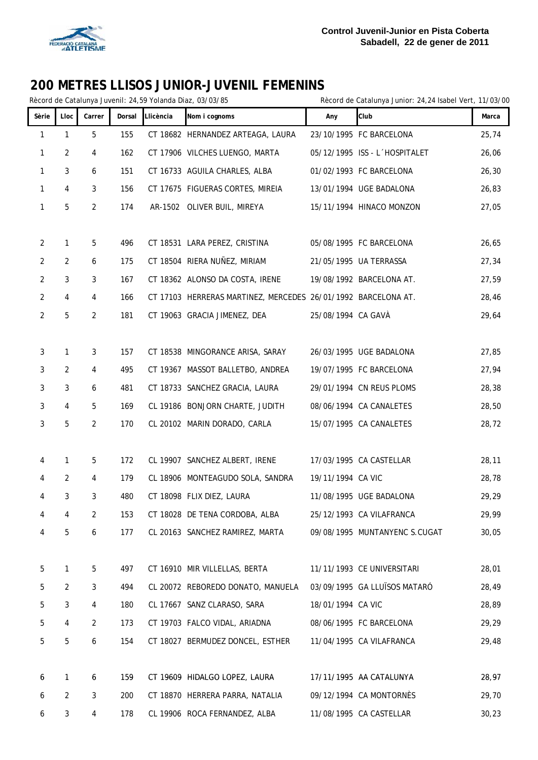**Control Juvenil-Junior en Pista Coberta**
**Sabadell, 22 de gener de 2011**

# 200 METRES LLISOS JUNIOR-JUVENIL FEMENINS

Rècord de Catalunya Juvenil: 24,59 Yolanda Diaz, 03/03/85 Rècord de Catalunya Junior: 24,24 Isabel Vert, 11/03/00

| Sèrie | Lloc | Carrer | Dorsal | Llicència | Nom i cognoms | Any | Club | Marca |
|---|---|---|---|---|---|---|---|---|
| 1 | 1 | 5 | 155 | CT 18682 | HERNANDEZ ARTEAGA, LAURA | 23/10/1995 | FC BARCELONA | 25,74 |
| 1 | 2 | 4 | 162 | CT 17906 | VILCHES LUENGO, MARTA | 05/12/1995 | ISS - L´HOSPITALET | 26,06 |
| 1 | 3 | 6 | 151 | CT 16733 | AGUILA CHARLES, ALBA | 01/02/1993 | FC BARCELONA | 26,30 |
| 1 | 4 | 3 | 156 | CT 17675 | FIGUERAS CORTES, MIREIA | 13/01/1994 | UGE BADALONA | 26,83 |
| 1 | 5 | 2 | 174 | AR-1502 | OLIVER BUIL, MIREYA | 15/11/1994 | HINACO MONZON | 27,05 |
| 2 | 1 | 5 | 496 | CT 18531 | LARA PEREZ, CRISTINA | 05/08/1995 | FC BARCELONA | 26,65 |
| 2 | 2 | 6 | 175 | CT 18504 | RIERA NUÑEZ, MIRIAM | 21/05/1995 | UA TERRASSA | 27,34 |
| 2 | 3 | 3 | 167 | CT 18362 | ALONSO DA COSTA, IRENE | 19/08/1992 | BARCELONA AT. | 27,59 |
| 2 | 4 | 4 | 166 | CT 17103 | HERRERAS MARTINEZ, MERCEDES | 26/01/1992 | BARCELONA AT. | 28,46 |
| 2 | 5 | 2 | 181 | CT 19063 | GRACIA JIMENEZ, DEA | 25/08/1994 | CA GAVÀ | 29,64 |
| 3 | 1 | 3 | 157 | CT 18538 | MINGORANCE ARISA, SARAY | 26/03/1995 | UGE BADALONA | 27,85 |
| 3 | 2 | 4 | 495 | CT 19367 | MASSOT BALLETBO, ANDREA | 19/07/1995 | FC BARCELONA | 27,94 |
| 3 | 3 | 6 | 481 | CT 18733 | SANCHEZ GRACIA, LAURA | 29/01/1994 | CN REUS PLOMS | 28,38 |
| 3 | 4 | 5 | 169 | CL 19186 | BONJORN CHARTE, JUDITH | 08/06/1994 | CA CANALETES | 28,50 |
| 3 | 5 | 2 | 170 | CL 20102 | MARIN DORADO, CARLA | 15/07/1995 | CA CANALETES | 28,72 |
| 4 | 1 | 5 | 172 | CL 19907 | SANCHEZ ALBERT, IRENE | 17/03/1995 | CA CASTELLAR | 28,11 |
| 4 | 2 | 4 | 179 | CL 18906 | MONTEAGUDO SOLA, SANDRA | 19/11/1994 | CA VIC | 28,78 |
| 4 | 3 | 3 | 480 | CT 18098 | FLIX DIEZ, LAURA | 11/08/1995 | UGE BADALONA | 29,29 |
| 4 | 4 | 2 | 153 | CT 18028 | DE TENA CORDOBA, ALBA | 25/12/1993 | CA VILAFRANCA | 29,99 |
| 4 | 5 | 6 | 177 | CL 20163 | SANCHEZ RAMIREZ, MARTA | 09/08/1995 | MUNTANYENC S.CUGAT | 30,05 |
| 5 | 1 | 5 | 497 | CT 16910 | MIR VILLELLAS, BERTA | 11/11/1993 | CE UNIVERSITARI | 28,01 |
| 5 | 2 | 3 | 494 | CL 20072 | REBOREDO DONATO, MANUELA | 03/09/1995 | GA LLUÏSOS MATARÓ | 28,49 |
| 5 | 3 | 4 | 180 | CL 17667 | SANZ CLARASO, SARA | 18/01/1994 | CA VIC | 28,89 |
| 5 | 4 | 2 | 173 | CT 19703 | FALCO VIDAL, ARIADNA | 08/06/1995 | FC BARCELONA | 29,29 |
| 5 | 5 | 6 | 154 | CT 18027 | BERMUDEZ DONCEL, ESTHER | 11/04/1995 | CA VILAFRANCA | 29,48 |
| 6 | 1 | 6 | 159 | CT 19609 | HIDALGO LOPEZ, LAURA | 17/11/1995 | AA CATALUNYA | 28,97 |
| 6 | 2 | 3 | 200 | CT 18870 | HERRERA PARRA, NATALIA | 09/12/1994 | CA MONTORNÈS | 29,70 |
| 6 | 3 | 4 | 178 | CL 19906 | ROCA FERNANDEZ, ALBA | 11/08/1995 | CA CASTELLAR | 30,23 |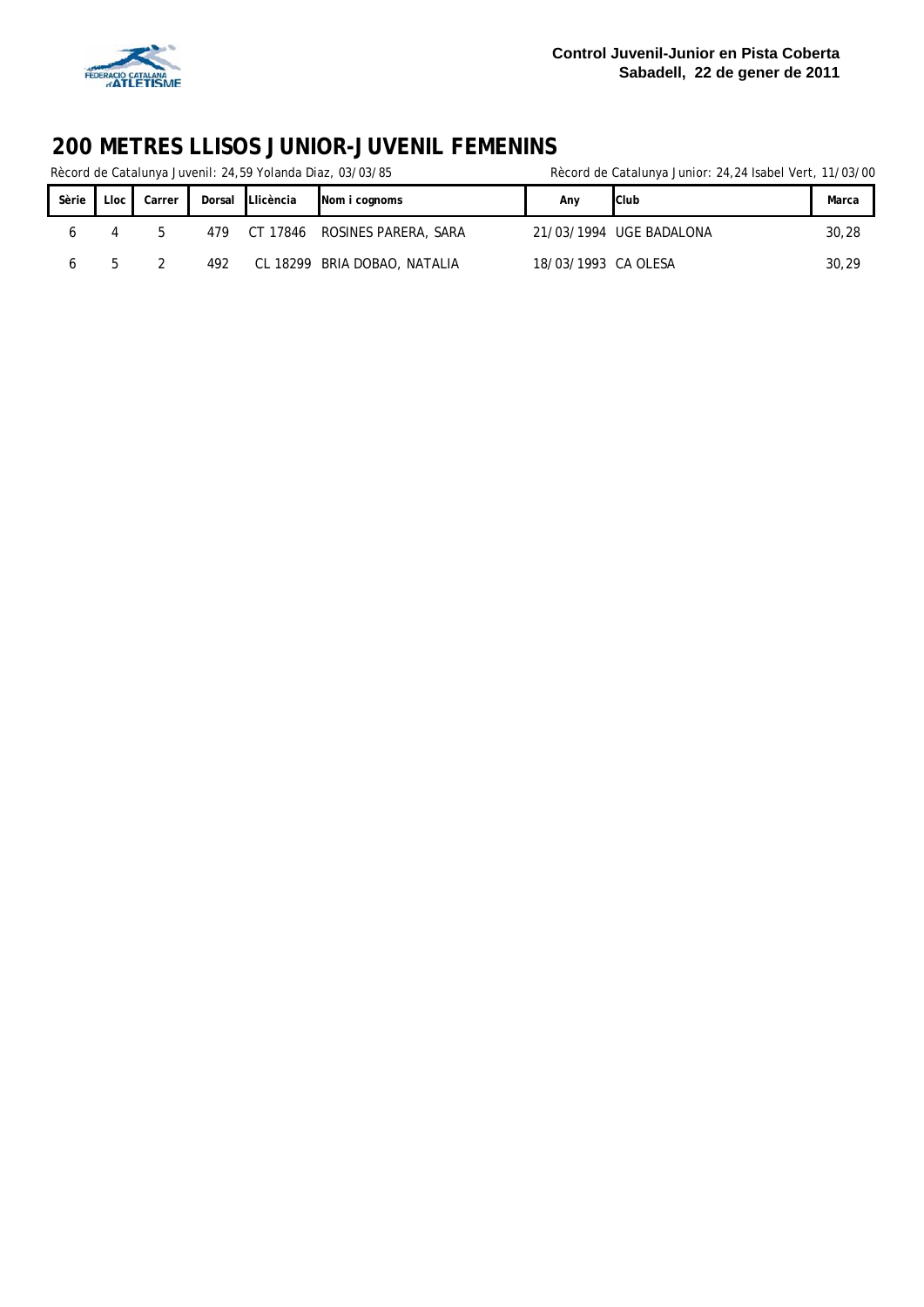Control Juvenil-Junior en Pista Coberta
Sabadell, 22 de gener de 2011

# 200 METRES LLISOS JUNIOR-JUVENIL FEMENINS

Rècord de Catalunya Juvenil: 24,59 Yolanda Diaz, 03/03/85

Rècord de Catalunya Junior: 24,24 Isabel Vert, 11/03/00

| Sèrie | Lloc | Carrer | Dorsal | Llicència | Nom i cognoms | Any | Club | Marca |
|---|---|---|---|---|---|---|---|---|
| 6 | 4 | 5 | 479 | CT 17846 | ROSINES PARERA, SARA | 21/03/1994 | UGE BADALONA | 30,28 |
| 6 | 5 | 2 | 492 | CL 18299 | BRIA DOBAO, NATALIA | 18/03/1993 | CA OLESA | 30,29 |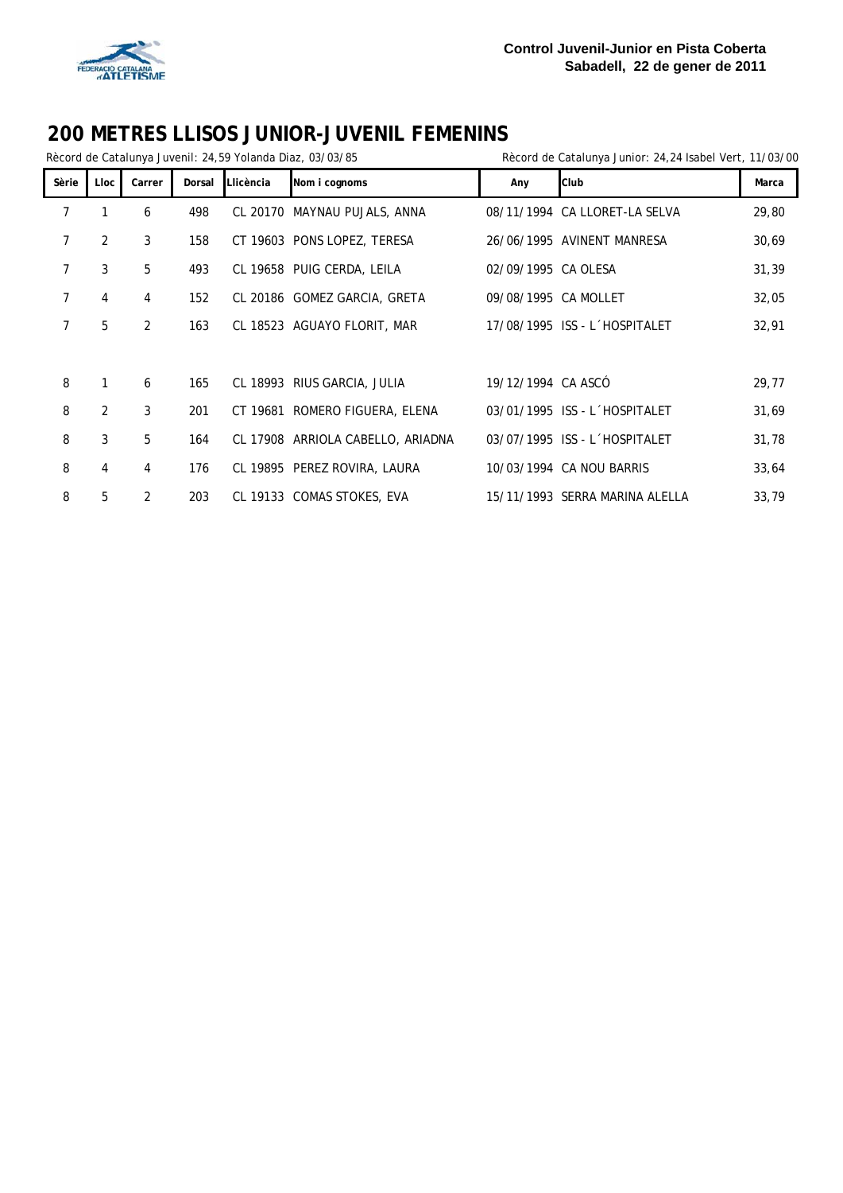# 200 METRES LLISOS JUNIOR-JUVENIL FEMENINS

Rècord de Catalunya Juvenil: 24,59 Yolanda Diaz, 03/03/85

Rècord de Catalunya Junior: 24,24 Isabel Vert, 11/03/00

| Sèrie | Lloc | Carrer | Dorsal | Llicència | Nom i cognoms | Any | Club | Marca |
|---|---|---|---|---|---|---|---|---|
| 7 | 1 | 6 | 498 | CL 20170 | MAYNAU PUJALS, ANNA | 08/11/1994 | CA LLORET-LA SELVA | 29,80 |
| 7 | 2 | 3 | 158 | CT 19603 | PONS LOPEZ, TERESA | 26/06/1995 | AVINENT MANRESA | 30,69 |
| 7 | 3 | 5 | 493 | CL 19658 | PUIG CERDA, LEILA | 02/09/1995 | CA OLESA | 31,39 |
| 7 | 4 | 4 | 152 | CL 20186 | GOMEZ GARCIA, GRETA | 09/08/1995 | CA MOLLET | 32,05 |
| 7 | 5 | 2 | 163 | CL 18523 | AGUAYO FLORIT, MAR | 17/08/1995 | ISS - L´HOSPITALET | 32,91 |
| 8 | 1 | 6 | 165 | CL 18993 | RIUS GARCIA, JULIA | 19/12/1994 | CA ASCÓ | 29,77 |
| 8 | 2 | 3 | 201 | CT 19681 | ROMERO FIGUERA, ELENA | 03/01/1995 | ISS - L´HOSPITALET | 31,69 |
| 8 | 3 | 5 | 164 | CL 17908 | ARRIOLA CABELLO, ARIADNA | 03/07/1995 | ISS - L´HOSPITALET | 31,78 |
| 8 | 4 | 4 | 176 | CL 19895 | PEREZ ROVIRA, LAURA | 10/03/1994 | CA NOU BARRIS | 33,64 |
| 8 | 5 | 2 | 203 | CL 19133 | COMAS STOKES, EVA | 15/11/1993 | SERRA MARINA ALELLA | 33,79 |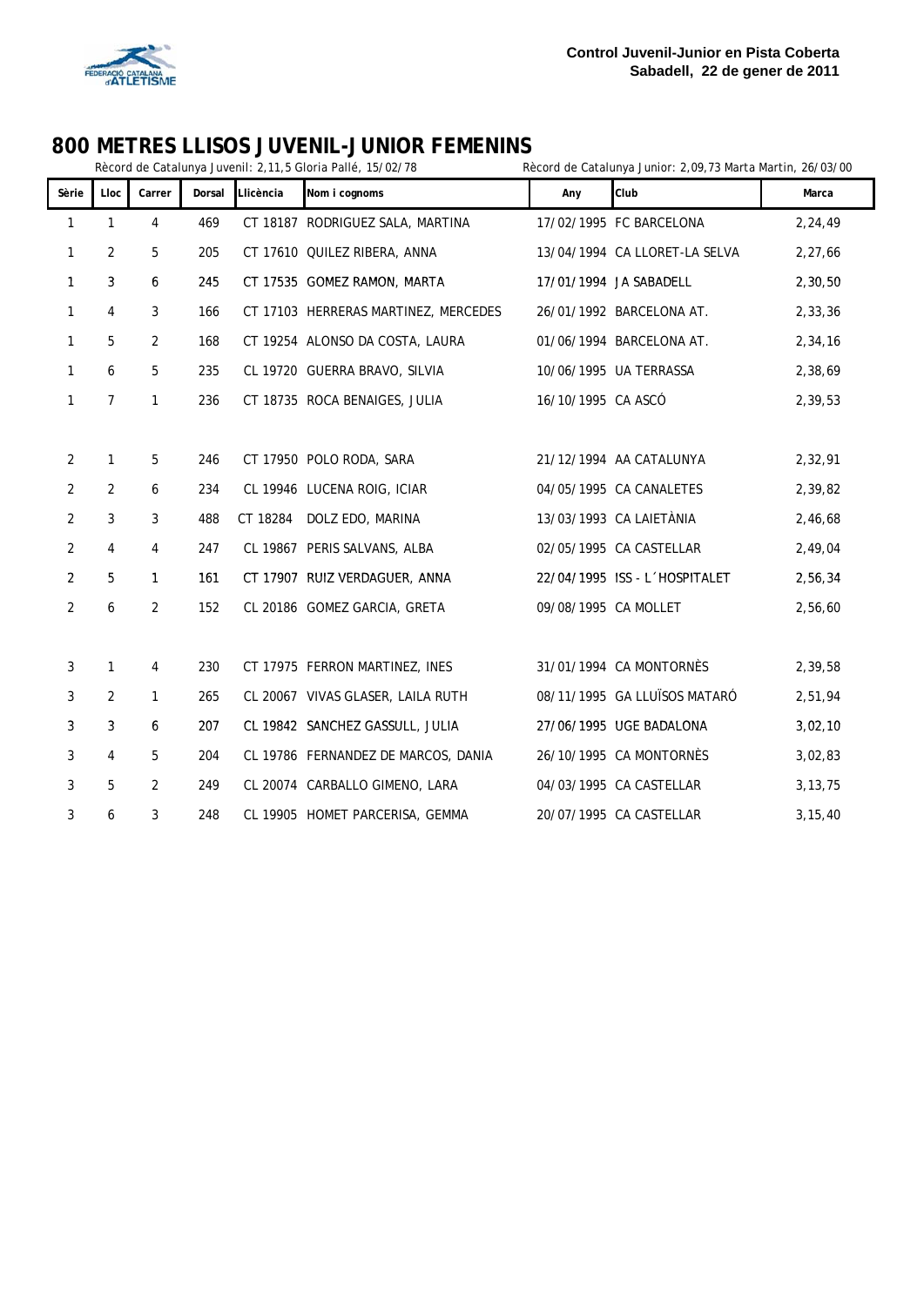**Control Juvenil-Junior en Pista Coberta**
**Sabadell, 22 de gener de 2011**

# 800 METRES LLISOS JUVENIL-JUNIOR FEMENINS

Rècord de Catalunya Juvenil: 2,11,5 Gloria Pallé, 15/02/78 — Rècord de Catalunya Junior: 2,09,73 Marta Martin, 26/03/00

| Sèrie | Lloc | Carrer | Dorsal | Llicència | Nom i cognoms | Any | Club | Marca |
|---|---|---|---|---|---|---|---|---|
| 1 | 1 | 4 | 469 | CT 18187 | RODRIGUEZ SALA, MARTINA | 17/02/1995 | FC BARCELONA | 2,24,49 |
| 1 | 2 | 5 | 205 | CT 17610 | QUILEZ RIBERA, ANNA | 13/04/1994 | CA LLORET-LA SELVA | 2,27,66 |
| 1 | 3 | 6 | 245 | CT 17535 | GOMEZ RAMON, MARTA | 17/01/1994 | JA SABADELL | 2,30,50 |
| 1 | 4 | 3 | 166 | CT 17103 | HERRERAS MARTINEZ, MERCEDES | 26/01/1992 | BARCELONA AT. | 2,33,36 |
| 1 | 5 | 2 | 168 | CT 19254 | ALONSO DA COSTA, LAURA | 01/06/1994 | BARCELONA AT. | 2,34,16 |
| 1 | 6 | 5 | 235 | CL 19720 | GUERRA BRAVO, SILVIA | 10/06/1995 | UA TERRASSA | 2,38,69 |
| 1 | 7 | 1 | 236 | CT 18735 | ROCA BENAIGES, JULIA | 16/10/1995 | CA ASCÓ | 2,39,53 |
| 2 | 1 | 5 | 246 | CT 17950 | POLO RODA, SARA | 21/12/1994 | AA CATALUNYA | 2,32,91 |
| 2 | 2 | 6 | 234 | CL 19946 | LUCENA ROIG, ICIAR | 04/05/1995 | CA CANALETES | 2,39,82 |
| 2 | 3 | 3 | 488 | CT 18284 | DOLZ EDO, MARINA | 13/03/1993 | CA LAIETÀNIA | 2,46,68 |
| 2 | 4 | 4 | 247 | CL 19867 | PERIS SALVANS, ALBA | 02/05/1995 | CA CASTELLAR | 2,49,04 |
| 2 | 5 | 1 | 161 | CT 17907 | RUIZ VERDAGUER, ANNA | 22/04/1995 | ISS - L´HOSPITALET | 2,56,34 |
| 2 | 6 | 2 | 152 | CL 20186 | GOMEZ GARCIA, GRETA | 09/08/1995 | CA MOLLET | 2,56,60 |
| 3 | 1 | 4 | 230 | CT 17975 | FERRON MARTINEZ, INES | 31/01/1994 | CA MONTORNÈS | 2,39,58 |
| 3 | 2 | 1 | 265 | CL 20067 | VIVAS GLASER, LAILA RUTH | 08/11/1995 | GA LLUÏSOS MATARÓ | 2,51,94 |
| 3 | 3 | 6 | 207 | CL 19842 | SANCHEZ GASSULL, JULIA | 27/06/1995 | UGE BADALONA | 3,02,10 |
| 3 | 4 | 5 | 204 | CL 19786 | FERNANDEZ DE MARCOS, DANIA | 26/10/1995 | CA MONTORNÈS | 3,02,83 |
| 3 | 5 | 2 | 249 | CL 20074 | CARBALLO GIMENO, LARA | 04/03/1995 | CA CASTELLAR | 3,13,75 |
| 3 | 6 | 3 | 248 | CL 19905 | HOMET PARCERISA, GEMMA | 20/07/1995 | CA CASTELLAR | 3,15,40 |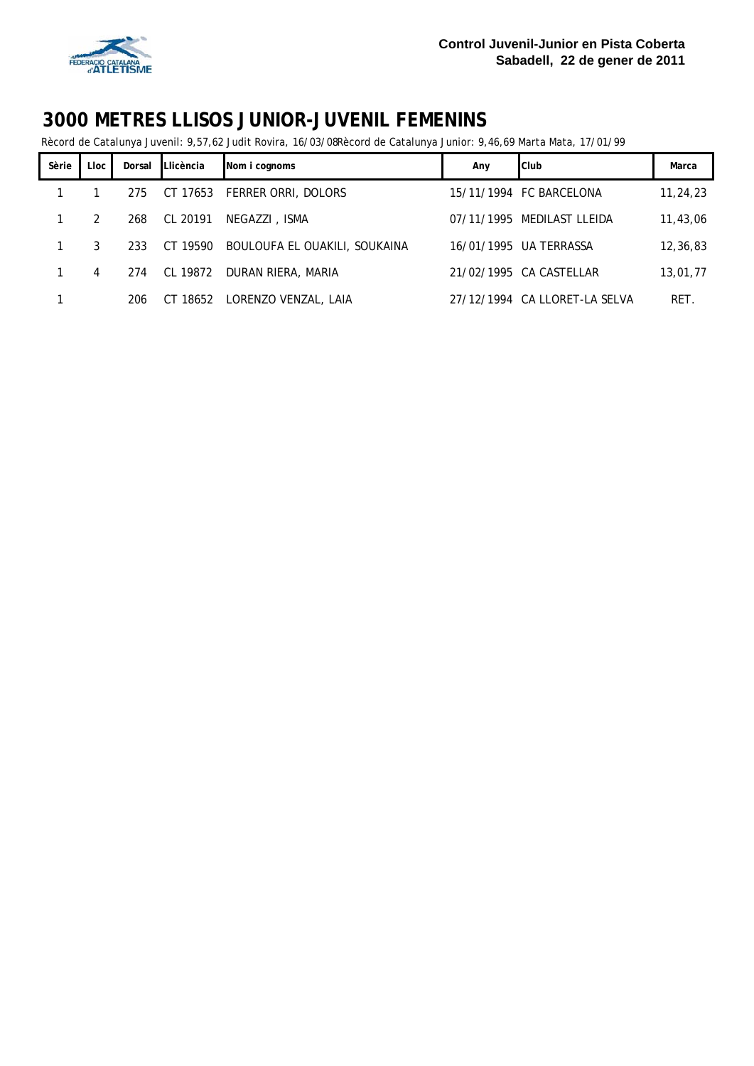**Control Juvenil-Junior en Pista Coberta**
**Sabadell, 22 de gener de 2011**

# 3000 METRES LLISOS JUNIOR-JUVENIL FEMENINS

Rècord de Catalunya Juvenil: 9,57,62 Judit Rovira, 16/03/08Rècord de Catalunya Junior: 9,46,69 Marta Mata, 17/01/99

| Sèrie | Lloc | Dorsal | Llicència | Nom i cognoms | Any | Club | Marca |
|---|---|---|---|---|---|---|---|
| 1 | 1 | 275 | CT 17653 | FERRER ORRI, DOLORS | 15/11/1994 | FC BARCELONA | 11,24,23 |
| 1 | 2 | 268 | CL 20191 | NEGAZZI , ISMA | 07/11/1995 | MEDILAST LLEIDA | 11,43,06 |
| 1 | 3 | 233 | CT 19590 | BOULOUFA EL OUAKILI, SOUKAINA | 16/01/1995 | UA TERRASSA | 12,36,83 |
| 1 | 4 | 274 | CL 19872 | DURAN RIERA, MARIA | 21/02/1995 | CA CASTELLAR | 13,01,77 |
| 1 | | 206 | CT 18652 | LORENZO VENZAL, LAIA | 27/12/1994 | CA LLORET-LA SELVA | RET. |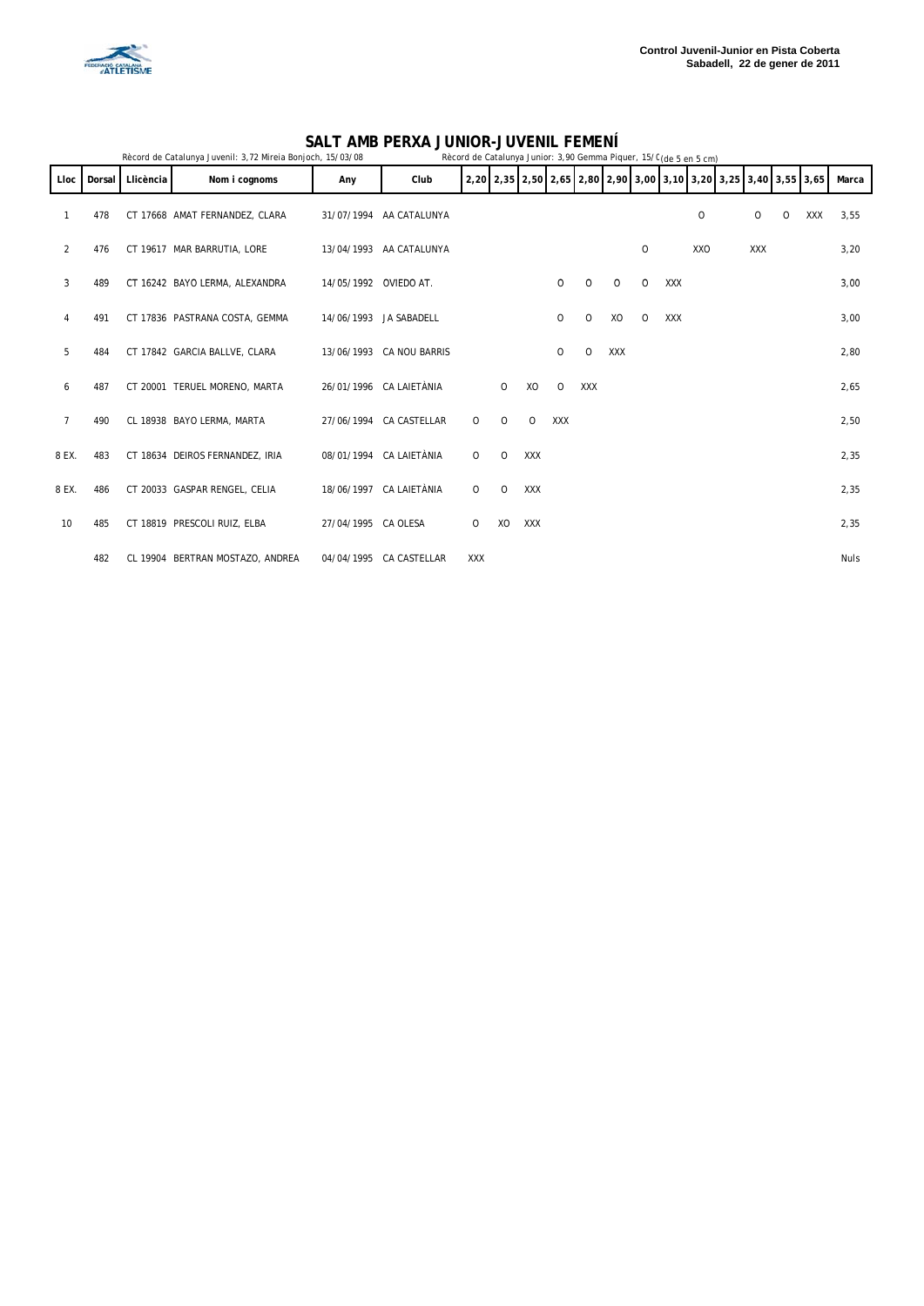**Control Juvenil-Junior en Pista Coberta**
**Sabadell, 22 de gener de 2011**

## SALT AMB PERXA JUNIOR-JUVENIL FEMENÍ

Rècord de Catalunya Juvenil: 3,72 Mireia Bonjoch, 15/03/08 — Rècord de Catalunya Junior: 3,90 Gemma Piquer, 15/0 (de 5 en 5 cm)

| Lloc | Dorsal | Llicència | Nom i cognoms | Any | Club | 2,20 | 2,35 | 2,50 | 2,65 | 2,80 | 2,90 | 3,00 | 3,10 | 3,20 | 3,25 | 3,40 | 3,55 | 3,65 | Marca |
|---|---|---|---|---|---|---|---|---|---|---|---|---|---|---|---|---|---|---|---|
| 1 | 478 | CT 17668 | AMAT FERNANDEZ, CLARA | 31/07/1994 | AA CATALUNYA | | | | | | | | | O | | O | O | XXX | 3,55 |
| 2 | 476 | CT 19617 | MAR BARRUTIA, LORE | 13/04/1993 | AA CATALUNYA | | | | | | | O | | XXO | | XXX | | | 3,20 |
| 3 | 489 | CT 16242 | BAYO LERMA, ALEXANDRA | 14/05/1992 | OVIEDO AT. | | | | O | O | O | O | XXX | | | | | | 3,00 |
| 4 | 491 | CT 17836 | PASTRANA COSTA, GEMMA | 14/06/1993 | JA SABADELL | | | | O | O | XO | O | XXX | | | | | | 3,00 |
| 5 | 484 | CT 17842 | GARCIA BALLVE, CLARA | 13/06/1993 | CA NOU BARRIS | | | | O | O | XXX | | | | | | | | 2,80 |
| 6 | 487 | CT 20001 | TERUEL MORENO, MARTA | 26/01/1996 | CA LAIETÀNIA | | O | XO | O | XXX | | | | | | | | | 2,65 |
| 7 | 490 | CL 18938 | BAYO LERMA, MARTA | 27/06/1994 | CA CASTELLAR | O | O | O | XXX | | | | | | | | | | 2,50 |
| 8 EX. | 483 | CT 18634 | DEIROS FERNANDEZ, IRIA | 08/01/1994 | CA LAIETÀNIA | O | O | XXX | | | | | | | | | | | 2,35 |
| 8 EX. | 486 | CT 20033 | GASPAR RENGEL, CELIA | 18/06/1997 | CA LAIETÀNIA | O | O | XXX | | | | | | | | | | | 2,35 |
| 10 | 485 | CT 18819 | PRESCOLI RUIZ, ELBA | 27/04/1995 | CA OLESA | O | XO | XXX | | | | | | | | | | | 2,35 |
| | 482 | CL 19904 | BERTRAN MOSTAZO, ANDREA | 04/04/1995 | CA CASTELLAR | XXX | | | | | | | | | | | | | Nuls |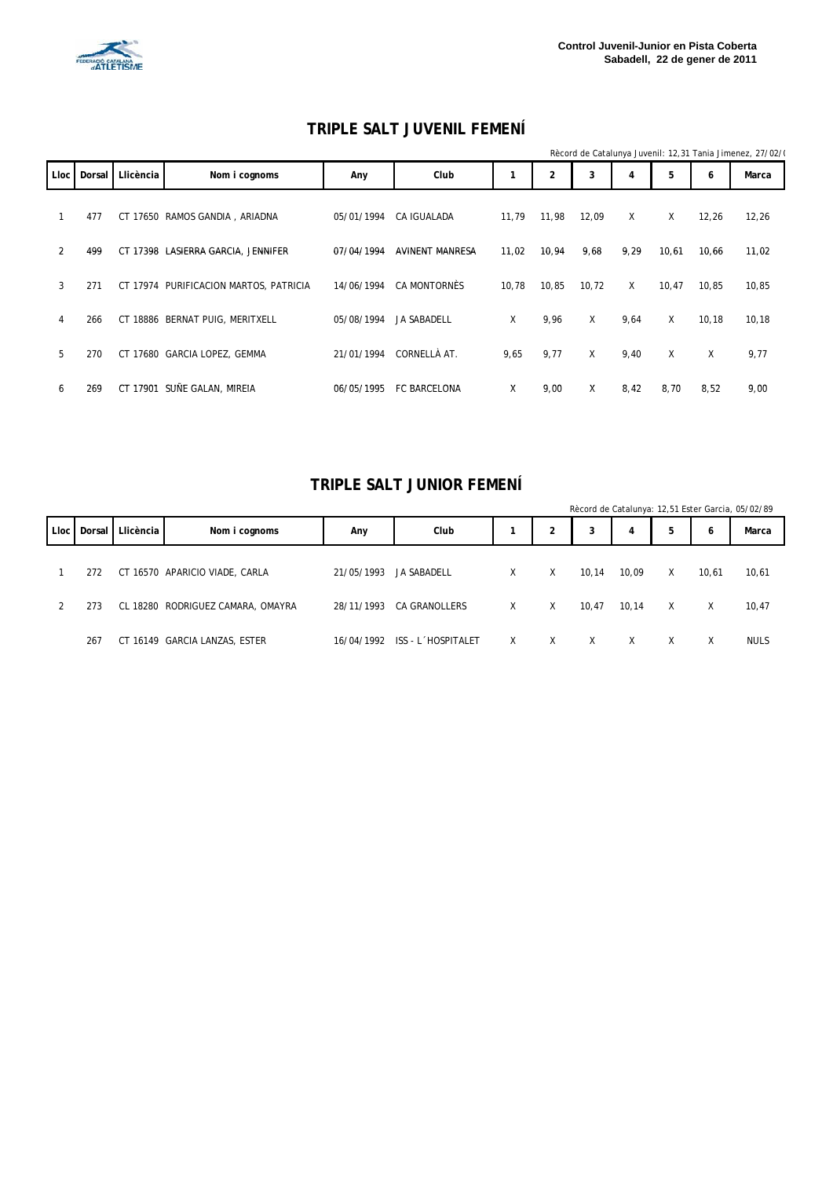Control Juvenil-Junior en Pista Coberta
Sabadell, 22 de gener de 2011

## TRIPLE SALT JUVENIL FEMENÍ

Rècord de Catalunya Juvenil: 12,31 Tania Jimenez, 27/02/(

| Lloc | Dorsal | Llicència | Nom i cognoms | Any | Club | 1 | 2 | 3 | 4 | 5 | 6 | Marca |
|---|---|---|---|---|---|---|---|---|---|---|---|---|
| 1 | 477 | CT 17650 | RAMOS GANDIA , ARIADNA | 05/01/1994 | CA IGUALADA | 11,79 | 11,98 | 12,09 | X | X | 12,26 | 12,26 |
| 2 | 499 | CT 17398 | LASIERRA GARCIA, JENNIFER | 07/04/1994 | AVINENT MANRESA | 11,02 | 10,94 | 9,68 | 9,29 | 10,61 | 10,66 | 11,02 |
| 3 | 271 | CT 17974 | PURIFICACION MARTOS, PATRICIA | 14/06/1994 | CA MONTORNÈS | 10,78 | 10,85 | 10,72 | X | 10,47 | 10,85 | 10,85 |
| 4 | 266 | CT 18886 | BERNAT PUIG, MERITXELL | 05/08/1994 | JA SABADELL | X | 9,96 | X | 9,64 | X | 10,18 | 10,18 |
| 5 | 270 | CT 17680 | GARCIA LOPEZ, GEMMA | 21/01/1994 | CORNELLÀ AT. | 9,65 | 9,77 | X | 9,40 | X | X | 9,77 |
| 6 | 269 | CT 17901 | SUÑE GALAN, MIREIA | 06/05/1995 | FC BARCELONA | X | 9,00 | X | 8,42 | 8,70 | 8,52 | 9,00 |

## TRIPLE SALT JUNIOR FEMENÍ

Rècord de Catalunya: 12,51 Ester Garcia, 05/02/89

| Lloc | Dorsal | Llicència | Nom i cognoms | Any | Club | 1 | 2 | 3 | 4 | 5 | 6 | Marca |
|---|---|---|---|---|---|---|---|---|---|---|---|---|
| 1 | 272 | CT 16570 | APARICIO VIADE, CARLA | 21/05/1993 | JA SABADELL | X | X | 10,14 | 10,09 | X | 10,61 | 10,61 |
| 2 | 273 | CL 18280 | RODRIGUEZ CAMARA, OMAYRA | 28/11/1993 | CA GRANOLLERS | X | X | 10,47 | 10,14 | X | X | 10,47 |
| | 267 | CT 16149 | GARCIA LANZAS, ESTER | 16/04/1992 | ISS - L´HOSPITALET | X | X | X | X | X | X | NULS |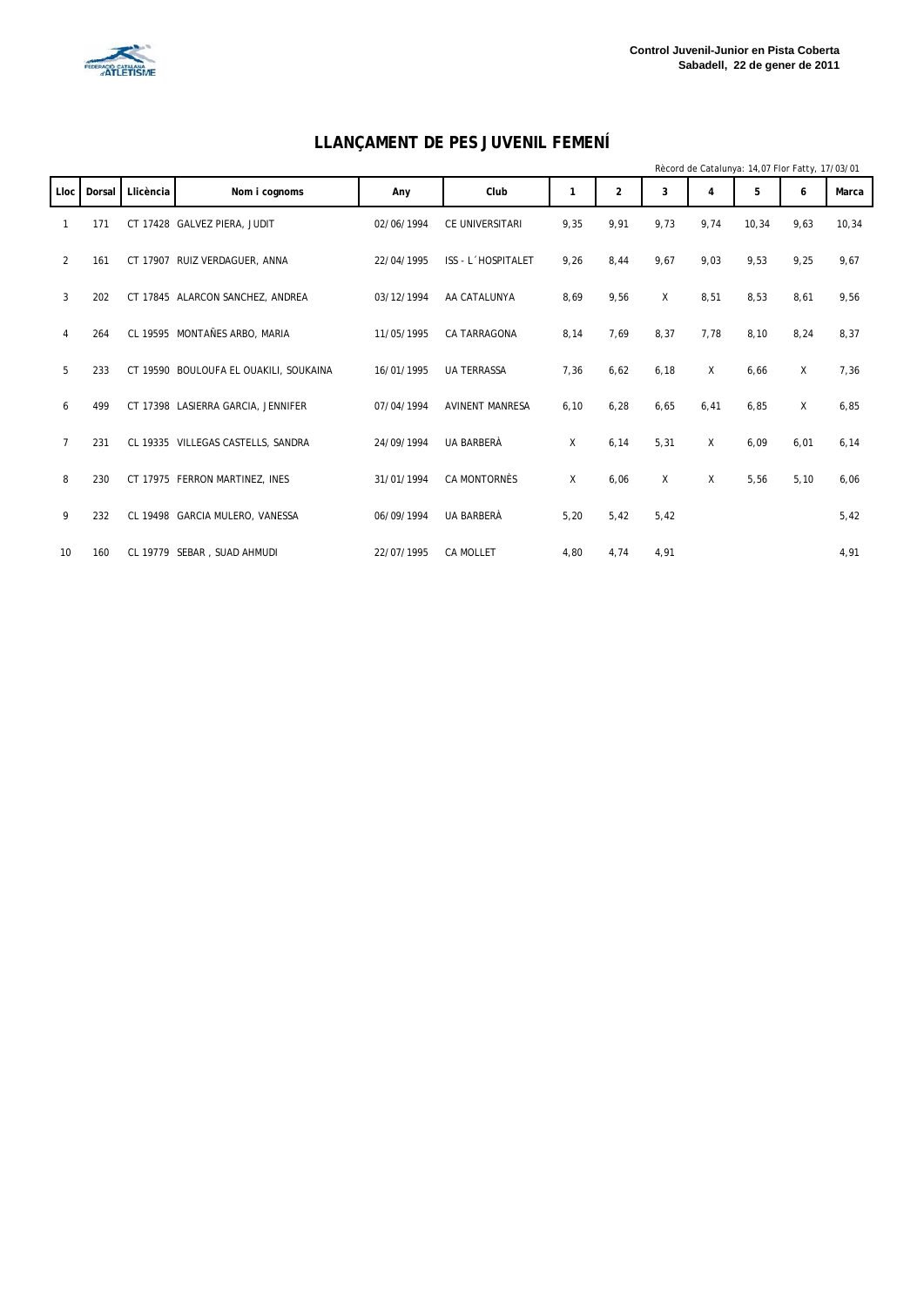Control Juvenil-Junior en Pista Coberta
Sabadell, 22 de gener de 2011

# LLANÇAMENT DE PES JUVENIL FEMENÍ

Rècord de Catalunya: 14,07 Flor Fatty, 17/03/01

| Lloc | Dorsal | Llicència | Nom i cognoms | Any | Club | 1 | 2 | 3 | 4 | 5 | 6 | Marca |
|---|---|---|---|---|---|---|---|---|---|---|---|---|
| 1 | 171 | CT 17428 | GALVEZ PIERA, JUDIT | 02/06/1994 | CE UNIVERSITARI | 9,35 | 9,91 | 9,73 | 9,74 | 10,34 | 9,63 | 10,34 |
| 2 | 161 | CT 17907 | RUIZ VERDAGUER, ANNA | 22/04/1995 | ISS - L´HOSPITALET | 9,26 | 8,44 | 9,67 | 9,03 | 9,53 | 9,25 | 9,67 |
| 3 | 202 | CT 17845 | ALARCON SANCHEZ, ANDREA | 03/12/1994 | AA CATALUNYA | 8,69 | 9,56 | X | 8,51 | 8,53 | 8,61 | 9,56 |
| 4 | 264 | CL 19595 | MONTAÑES ARBO, MARIA | 11/05/1995 | CA TARRAGONA | 8,14 | 7,69 | 8,37 | 7,78 | 8,10 | 8,24 | 8,37 |
| 5 | 233 | CT 19590 | BOULOUFA EL OUAKILI, SOUKAINA | 16/01/1995 | UA TERRASSA | 7,36 | 6,62 | 6,18 | X | 6,66 | X | 7,36 |
| 6 | 499 | CT 17398 | LASIERRA GARCIA, JENNIFER | 07/04/1994 | AVINENT MANRESA | 6,10 | 6,28 | 6,65 | 6,41 | 6,85 | X | 6,85 |
| 7 | 231 | CL 19335 | VILLEGAS CASTELLS, SANDRA | 24/09/1994 | UA BARBERÀ | X | 6,14 | 5,31 | X | 6,09 | 6,01 | 6,14 |
| 8 | 230 | CT 17975 | FERRON MARTINEZ, INES | 31/01/1994 | CA MONTORNÈS | X | 6,06 | X | X | 5,56 | 5,10 | 6,06 |
| 9 | 232 | CL 19498 | GARCIA MULERO, VANESSA | 06/09/1994 | UA BARBERÀ | 5,20 | 5,42 | 5,42 | | | | 5,42 |
| 10 | 160 | CL 19779 | SEBAR , SUAD AHMUDI | 22/07/1995 | CA MOLLET | 4,80 | 4,74 | 4,91 | | | | 4,91 |